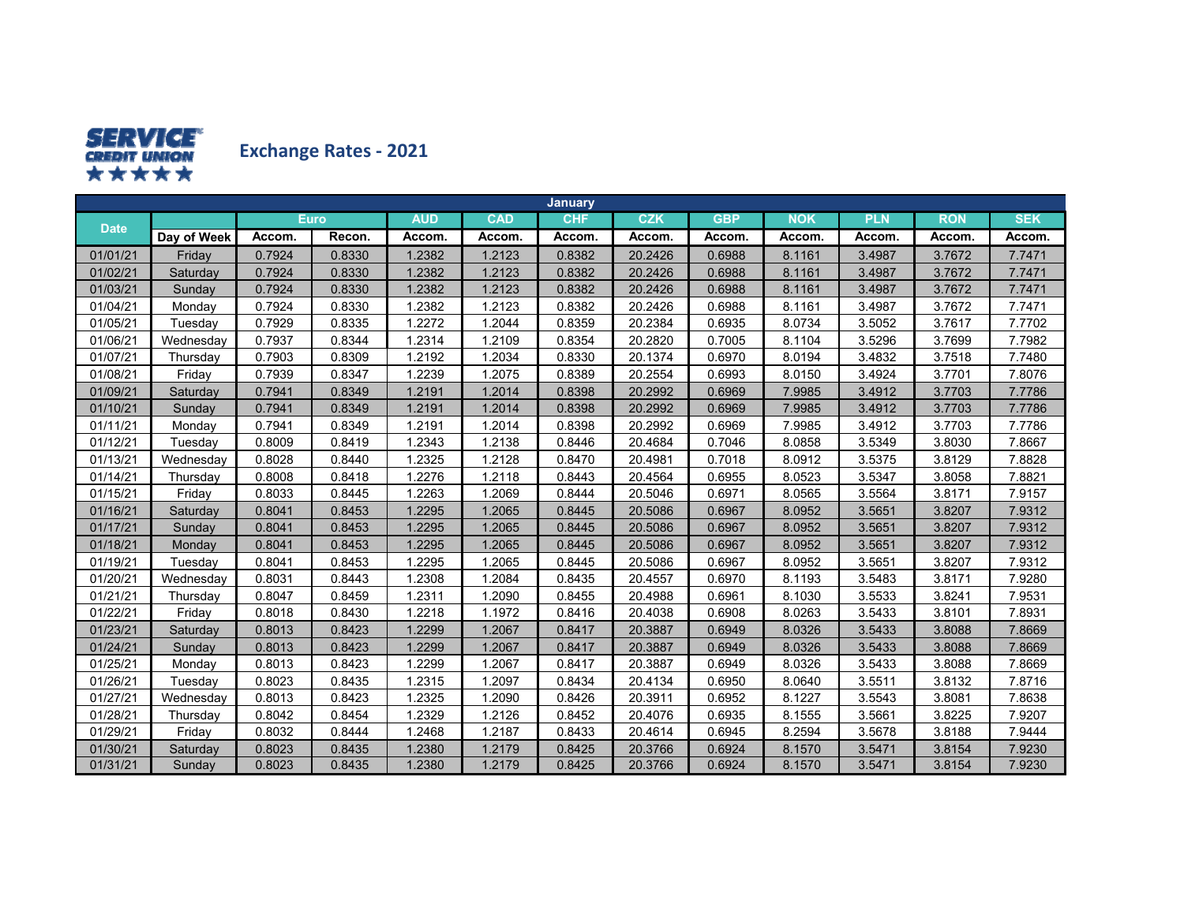SERVICE CREDIT UNION

# Exchange Rates - 2021

| January | | | | | | | | | | | | |
|---|---|---|---|---|---|---|---|---|---|---|---|---|
| Date | | Euro | | AUD | CAD | CHF | CZK | GBP | NOK | PLN | RON | SEK |
| | Day of Week | Accom. | Recon. | Accom. | Accom. | Accom. | Accom. | Accom. | Accom. | Accom. | Accom. | Accom. |
| 01/01/21 | Friday | 0.7924 | 0.8330 | 1.2382 | 1.2123 | 0.8382 | 20.2426 | 0.6988 | 8.1161 | 3.4987 | 3.7672 | 7.7471 |
| 01/02/21 | Saturday | 0.7924 | 0.8330 | 1.2382 | 1.2123 | 0.8382 | 20.2426 | 0.6988 | 8.1161 | 3.4987 | 3.7672 | 7.7471 |
| 01/03/21 | Sunday | 0.7924 | 0.8330 | 1.2382 | 1.2123 | 0.8382 | 20.2426 | 0.6988 | 8.1161 | 3.4987 | 3.7672 | 7.7471 |
| 01/04/21 | Monday | 0.7924 | 0.8330 | 1.2382 | 1.2123 | 0.8382 | 20.2426 | 0.6988 | 8.1161 | 3.4987 | 3.7672 | 7.7471 |
| 01/05/21 | Tuesday | 0.7929 | 0.8335 | 1.2272 | 1.2044 | 0.8359 | 20.2384 | 0.6935 | 8.0734 | 3.5052 | 3.7617 | 7.7702 |
| 01/06/21 | Wednesday | 0.7937 | 0.8344 | 1.2314 | 1.2109 | 0.8354 | 20.2820 | 0.7005 | 8.1104 | 3.5296 | 3.7699 | 7.7982 |
| 01/07/21 | Thursday | 0.7903 | 0.8309 | 1.2192 | 1.2034 | 0.8330 | 20.1374 | 0.6970 | 8.0194 | 3.4832 | 3.7518 | 7.7480 |
| 01/08/21 | Friday | 0.7939 | 0.8347 | 1.2239 | 1.2075 | 0.8389 | 20.2554 | 0.6993 | 8.0150 | 3.4924 | 3.7701 | 7.8076 |
| 01/09/21 | Saturday | 0.7941 | 0.8349 | 1.2191 | 1.2014 | 0.8398 | 20.2992 | 0.6969 | 7.9985 | 3.4912 | 3.7703 | 7.7786 |
| 01/10/21 | Sunday | 0.7941 | 0.8349 | 1.2191 | 1.2014 | 0.8398 | 20.2992 | 0.6969 | 7.9985 | 3.4912 | 3.7703 | 7.7786 |
| 01/11/21 | Monday | 0.7941 | 0.8349 | 1.2191 | 1.2014 | 0.8398 | 20.2992 | 0.6969 | 7.9985 | 3.4912 | 3.7703 | 7.7786 |
| 01/12/21 | Tuesday | 0.8009 | 0.8419 | 1.2343 | 1.2138 | 0.8446 | 20.4684 | 0.7046 | 8.0858 | 3.5349 | 3.8030 | 7.8667 |
| 01/13/21 | Wednesday | 0.8028 | 0.8440 | 1.2325 | 1.2128 | 0.8470 | 20.4981 | 0.7018 | 8.0912 | 3.5375 | 3.8129 | 7.8828 |
| 01/14/21 | Thursday | 0.8008 | 0.8418 | 1.2276 | 1.2118 | 0.8443 | 20.4564 | 0.6955 | 8.0523 | 3.5347 | 3.8058 | 7.8821 |
| 01/15/21 | Friday | 0.8033 | 0.8445 | 1.2263 | 1.2069 | 0.8444 | 20.5046 | 0.6971 | 8.0565 | 3.5564 | 3.8171 | 7.9157 |
| 01/16/21 | Saturday | 0.8041 | 0.8453 | 1.2295 | 1.2065 | 0.8445 | 20.5086 | 0.6967 | 8.0952 | 3.5651 | 3.8207 | 7.9312 |
| 01/17/21 | Sunday | 0.8041 | 0.8453 | 1.2295 | 1.2065 | 0.8445 | 20.5086 | 0.6967 | 8.0952 | 3.5651 | 3.8207 | 7.9312 |
| 01/18/21 | Monday | 0.8041 | 0.8453 | 1.2295 | 1.2065 | 0.8445 | 20.5086 | 0.6967 | 8.0952 | 3.5651 | 3.8207 | 7.9312 |
| 01/19/21 | Tuesday | 0.8041 | 0.8453 | 1.2295 | 1.2065 | 0.8445 | 20.5086 | 0.6967 | 8.0952 | 3.5651 | 3.8207 | 7.9312 |
| 01/20/21 | Wednesday | 0.8031 | 0.8443 | 1.2308 | 1.2084 | 0.8435 | 20.4557 | 0.6970 | 8.1193 | 3.5483 | 3.8171 | 7.9280 |
| 01/21/21 | Thursday | 0.8047 | 0.8459 | 1.2311 | 1.2090 | 0.8455 | 20.4988 | 0.6961 | 8.1030 | 3.5533 | 3.8241 | 7.9531 |
| 01/22/21 | Friday | 0.8018 | 0.8430 | 1.2218 | 1.1972 | 0.8416 | 20.4038 | 0.6908 | 8.0263 | 3.5433 | 3.8101 | 7.8931 |
| 01/23/21 | Saturday | 0.8013 | 0.8423 | 1.2299 | 1.2067 | 0.8417 | 20.3887 | 0.6949 | 8.0326 | 3.5433 | 3.8088 | 7.8669 |
| 01/24/21 | Sunday | 0.8013 | 0.8423 | 1.2299 | 1.2067 | 0.8417 | 20.3887 | 0.6949 | 8.0326 | 3.5433 | 3.8088 | 7.8669 |
| 01/25/21 | Monday | 0.8013 | 0.8423 | 1.2299 | 1.2067 | 0.8417 | 20.3887 | 0.6949 | 8.0326 | 3.5433 | 3.8088 | 7.8669 |
| 01/26/21 | Tuesday | 0.8023 | 0.8435 | 1.2315 | 1.2097 | 0.8434 | 20.4134 | 0.6950 | 8.0640 | 3.5511 | 3.8132 | 7.8716 |
| 01/27/21 | Wednesday | 0.8013 | 0.8423 | 1.2325 | 1.2090 | 0.8426 | 20.3911 | 0.6952 | 8.1227 | 3.5543 | 3.8081 | 7.8638 |
| 01/28/21 | Thursday | 0.8042 | 0.8454 | 1.2329 | 1.2126 | 0.8452 | 20.4076 | 0.6935 | 8.1555 | 3.5661 | 3.8225 | 7.9207 |
| 01/29/21 | Friday | 0.8032 | 0.8444 | 1.2468 | 1.2187 | 0.8433 | 20.4614 | 0.6945 | 8.2594 | 3.5678 | 3.8188 | 7.9444 |
| 01/30/21 | Saturday | 0.8023 | 0.8435 | 1.2380 | 1.2179 | 0.8425 | 20.3766 | 0.6924 | 8.1570 | 3.5471 | 3.8154 | 7.9230 |
| 01/31/21 | Sunday | 0.8023 | 0.8435 | 1.2380 | 1.2179 | 0.8425 | 20.3766 | 0.6924 | 8.1570 | 3.5471 | 3.8154 | 7.9230 |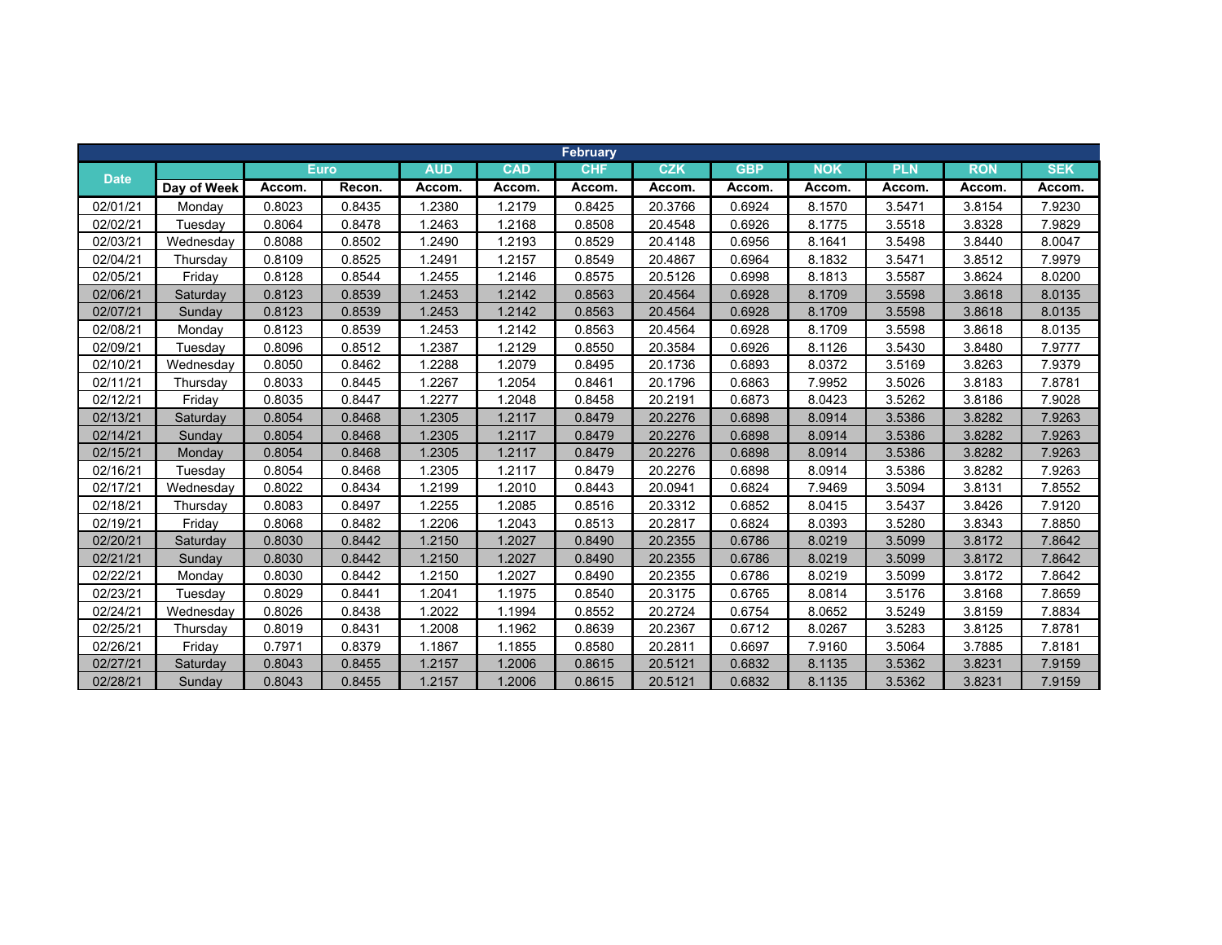| February | | | | | | | | | | | | |
|---|---|---|---|---|---|---|---|---|---|---|---|---|
| Date | | Euro | | AUD | CAD | CHF | CZK | GBP | NOK | PLN | RON | SEK |
| | Day of Week | Accom. | Recon. | Accom. | Accom. | Accom. | Accom. | Accom. | Accom. | Accom. | Accom. | Accom. |
| 02/01/21 | Monday | 0.8023 | 0.8435 | 1.2380 | 1.2179 | 0.8425 | 20.3766 | 0.6924 | 8.1570 | 3.5471 | 3.8154 | 7.9230 |
| 02/02/21 | Tuesday | 0.8064 | 0.8478 | 1.2463 | 1.2168 | 0.8508 | 20.4548 | 0.6926 | 8.1775 | 3.5518 | 3.8328 | 7.9829 |
| 02/03/21 | Wednesday | 0.8088 | 0.8502 | 1.2490 | 1.2193 | 0.8529 | 20.4148 | 0.6956 | 8.1641 | 3.5498 | 3.8440 | 8.0047 |
| 02/04/21 | Thursday | 0.8109 | 0.8525 | 1.2491 | 1.2157 | 0.8549 | 20.4867 | 0.6964 | 8.1832 | 3.5471 | 3.8512 | 7.9979 |
| 02/05/21 | Friday | 0.8128 | 0.8544 | 1.2455 | 1.2146 | 0.8575 | 20.5126 | 0.6998 | 8.1813 | 3.5587 | 3.8624 | 8.0200 |
| 02/06/21 | Saturday | 0.8123 | 0.8539 | 1.2453 | 1.2142 | 0.8563 | 20.4564 | 0.6928 | 8.1709 | 3.5598 | 3.8618 | 8.0135 |
| 02/07/21 | Sunday | 0.8123 | 0.8539 | 1.2453 | 1.2142 | 0.8563 | 20.4564 | 0.6928 | 8.1709 | 3.5598 | 3.8618 | 8.0135 |
| 02/08/21 | Monday | 0.8123 | 0.8539 | 1.2453 | 1.2142 | 0.8563 | 20.4564 | 0.6928 | 8.1709 | 3.5598 | 3.8618 | 8.0135 |
| 02/09/21 | Tuesday | 0.8096 | 0.8512 | 1.2387 | 1.2129 | 0.8550 | 20.3584 | 0.6926 | 8.1126 | 3.5430 | 3.8480 | 7.9777 |
| 02/10/21 | Wednesday | 0.8050 | 0.8462 | 1.2288 | 1.2079 | 0.8495 | 20.1736 | 0.6893 | 8.0372 | 3.5169 | 3.8263 | 7.9379 |
| 02/11/21 | Thursday | 0.8033 | 0.8445 | 1.2267 | 1.2054 | 0.8461 | 20.1796 | 0.6863 | 7.9952 | 3.5026 | 3.8183 | 7.8781 |
| 02/12/21 | Friday | 0.8035 | 0.8447 | 1.2277 | 1.2048 | 0.8458 | 20.2191 | 0.6873 | 8.0423 | 3.5262 | 3.8186 | 7.9028 |
| 02/13/21 | Saturday | 0.8054 | 0.8468 | 1.2305 | 1.2117 | 0.8479 | 20.2276 | 0.6898 | 8.0914 | 3.5386 | 3.8282 | 7.9263 |
| 02/14/21 | Sunday | 0.8054 | 0.8468 | 1.2305 | 1.2117 | 0.8479 | 20.2276 | 0.6898 | 8.0914 | 3.5386 | 3.8282 | 7.9263 |
| 02/15/21 | Monday | 0.8054 | 0.8468 | 1.2305 | 1.2117 | 0.8479 | 20.2276 | 0.6898 | 8.0914 | 3.5386 | 3.8282 | 7.9263 |
| 02/16/21 | Tuesday | 0.8054 | 0.8468 | 1.2305 | 1.2117 | 0.8479 | 20.2276 | 0.6898 | 8.0914 | 3.5386 | 3.8282 | 7.9263 |
| 02/17/21 | Wednesday | 0.8022 | 0.8434 | 1.2199 | 1.2010 | 0.8443 | 20.0941 | 0.6824 | 7.9469 | 3.5094 | 3.8131 | 7.8552 |
| 02/18/21 | Thursday | 0.8083 | 0.8497 | 1.2255 | 1.2085 | 0.8516 | 20.3312 | 0.6852 | 8.0415 | 3.5437 | 3.8426 | 7.9120 |
| 02/19/21 | Friday | 0.8068 | 0.8482 | 1.2206 | 1.2043 | 0.8513 | 20.2817 | 0.6824 | 8.0393 | 3.5280 | 3.8343 | 7.8850 |
| 02/20/21 | Saturday | 0.8030 | 0.8442 | 1.2150 | 1.2027 | 0.8490 | 20.2355 | 0.6786 | 8.0219 | 3.5099 | 3.8172 | 7.8642 |
| 02/21/21 | Sunday | 0.8030 | 0.8442 | 1.2150 | 1.2027 | 0.8490 | 20.2355 | 0.6786 | 8.0219 | 3.5099 | 3.8172 | 7.8642 |
| 02/22/21 | Monday | 0.8030 | 0.8442 | 1.2150 | 1.2027 | 0.8490 | 20.2355 | 0.6786 | 8.0219 | 3.5099 | 3.8172 | 7.8642 |
| 02/23/21 | Tuesday | 0.8029 | 0.8441 | 1.2041 | 1.1975 | 0.8540 | 20.3175 | 0.6765 | 8.0814 | 3.5176 | 3.8168 | 7.8659 |
| 02/24/21 | Wednesday | 0.8026 | 0.8438 | 1.2022 | 1.1994 | 0.8552 | 20.2724 | 0.6754 | 8.0652 | 3.5249 | 3.8159 | 7.8834 |
| 02/25/21 | Thursday | 0.8019 | 0.8431 | 1.2008 | 1.1962 | 0.8639 | 20.2367 | 0.6712 | 8.0267 | 3.5283 | 3.8125 | 7.8781 |
| 02/26/21 | Friday | 0.7971 | 0.8379 | 1.1867 | 1.1855 | 0.8580 | 20.2811 | 0.6697 | 7.9160 | 3.5064 | 3.7885 | 7.8181 |
| 02/27/21 | Saturday | 0.8043 | 0.8455 | 1.2157 | 1.2006 | 0.8615 | 20.5121 | 0.6832 | 8.1135 | 3.5362 | 3.8231 | 7.9159 |
| 02/28/21 | Sunday | 0.8043 | 0.8455 | 1.2157 | 1.2006 | 0.8615 | 20.5121 | 0.6832 | 8.1135 | 3.5362 | 3.8231 | 7.9159 |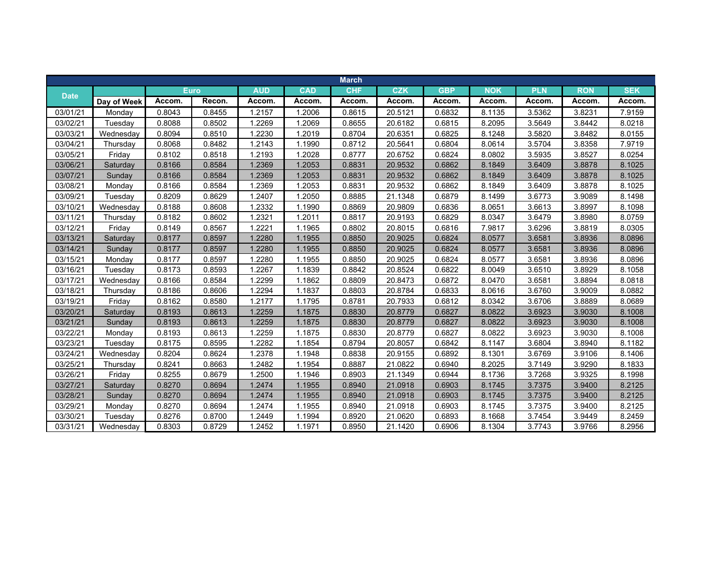| March | | | | | | | | | | | | |
|---|---|---|---|---|---|---|---|---|---|---|---|---|
| Date | | Euro | | AUD | CAD | CHF | CZK | GBP | NOK | PLN | RON | SEK |
| | Day of Week | Accom. | Recon. | Accom. | Accom. | Accom. | Accom. | Accom. | Accom. | Accom. | Accom. | Accom. |
| 03/01/21 | Monday | 0.8043 | 0.8455 | 1.2157 | 1.2006 | 0.8615 | 20.5121 | 0.6832 | 8.1135 | 3.5362 | 3.8231 | 7.9159 |
| 03/02/21 | Tuesday | 0.8088 | 0.8502 | 1.2269 | 1.2069 | 0.8655 | 20.6182 | 0.6815 | 8.2095 | 3.5649 | 3.8442 | 8.0218 |
| 03/03/21 | Wednesday | 0.8094 | 0.8510 | 1.2230 | 1.2019 | 0.8704 | 20.6351 | 0.6825 | 8.1248 | 3.5820 | 3.8482 | 8.0155 |
| 03/04/21 | Thursday | 0.8068 | 0.8482 | 1.2143 | 1.1990 | 0.8712 | 20.5641 | 0.6804 | 8.0614 | 3.5704 | 3.8358 | 7.9719 |
| 03/05/21 | Friday | 0.8102 | 0.8518 | 1.2193 | 1.2028 | 0.8777 | 20.6752 | 0.6824 | 8.0802 | 3.5935 | 3.8527 | 8.0254 |
| 03/06/21 | Saturday | 0.8166 | 0.8584 | 1.2369 | 1.2053 | 0.8831 | 20.9532 | 0.6862 | 8.1849 | 3.6409 | 3.8878 | 8.1025 |
| 03/07/21 | Sunday | 0.8166 | 0.8584 | 1.2369 | 1.2053 | 0.8831 | 20.9532 | 0.6862 | 8.1849 | 3.6409 | 3.8878 | 8.1025 |
| 03/08/21 | Monday | 0.8166 | 0.8584 | 1.2369 | 1.2053 | 0.8831 | 20.9532 | 0.6862 | 8.1849 | 3.6409 | 3.8878 | 8.1025 |
| 03/09/21 | Tuesday | 0.8209 | 0.8629 | 1.2407 | 1.2050 | 0.8885 | 21.1348 | 0.6879 | 8.1499 | 3.6773 | 3.9089 | 8.1498 |
| 03/10/21 | Wednesday | 0.8188 | 0.8608 | 1.2332 | 1.1990 | 0.8869 | 20.9809 | 0.6836 | 8.0651 | 3.6613 | 3.8997 | 8.1098 |
| 03/11/21 | Thursday | 0.8182 | 0.8602 | 1.2321 | 1.2011 | 0.8817 | 20.9193 | 0.6829 | 8.0347 | 3.6479 | 3.8980 | 8.0759 |
| 03/12/21 | Friday | 0.8149 | 0.8567 | 1.2221 | 1.1965 | 0.8802 | 20.8015 | 0.6816 | 7.9817 | 3.6296 | 3.8819 | 8.0305 |
| 03/13/21 | Saturday | 0.8177 | 0.8597 | 1.2280 | 1.1955 | 0.8850 | 20.9025 | 0.6824 | 8.0577 | 3.6581 | 3.8936 | 8.0896 |
| 03/14/21 | Sunday | 0.8177 | 0.8597 | 1.2280 | 1.1955 | 0.8850 | 20.9025 | 0.6824 | 8.0577 | 3.6581 | 3.8936 | 8.0896 |
| 03/15/21 | Monday | 0.8177 | 0.8597 | 1.2280 | 1.1955 | 0.8850 | 20.9025 | 0.6824 | 8.0577 | 3.6581 | 3.8936 | 8.0896 |
| 03/16/21 | Tuesday | 0.8173 | 0.8593 | 1.2267 | 1.1839 | 0.8842 | 20.8524 | 0.6822 | 8.0049 | 3.6510 | 3.8929 | 8.1058 |
| 03/17/21 | Wednesday | 0.8166 | 0.8584 | 1.2299 | 1.1862 | 0.8809 | 20.8473 | 0.6872 | 8.0470 | 3.6581 | 3.8894 | 8.0818 |
| 03/18/21 | Thursday | 0.8186 | 0.8606 | 1.2294 | 1.1837 | 0.8803 | 20.8784 | 0.6833 | 8.0616 | 3.6760 | 3.9009 | 8.0882 |
| 03/19/21 | Friday | 0.8162 | 0.8580 | 1.2177 | 1.1795 | 0.8781 | 20.7933 | 0.6812 | 8.0342 | 3.6706 | 3.8889 | 8.0689 |
| 03/20/21 | Saturday | 0.8193 | 0.8613 | 1.2259 | 1.1875 | 0.8830 | 20.8779 | 0.6827 | 8.0822 | 3.6923 | 3.9030 | 8.1008 |
| 03/21/21 | Sunday | 0.8193 | 0.8613 | 1.2259 | 1.1875 | 0.8830 | 20.8779 | 0.6827 | 8.0822 | 3.6923 | 3.9030 | 8.1008 |
| 03/22/21 | Monday | 0.8193 | 0.8613 | 1.2259 | 1.1875 | 0.8830 | 20.8779 | 0.6827 | 8.0822 | 3.6923 | 3.9030 | 8.1008 |
| 03/23/21 | Tuesday | 0.8175 | 0.8595 | 1.2282 | 1.1854 | 0.8794 | 20.8057 | 0.6842 | 8.1147 | 3.6804 | 3.8940 | 8.1182 |
| 03/24/21 | Wednesday | 0.8204 | 0.8624 | 1.2378 | 1.1948 | 0.8838 | 20.9155 | 0.6892 | 8.1301 | 3.6769 | 3.9106 | 8.1406 |
| 03/25/21 | Thursday | 0.8241 | 0.8663 | 1.2482 | 1.1954 | 0.8887 | 21.0822 | 0.6940 | 8.2025 | 3.7149 | 3.9290 | 8.1833 |
| 03/26/21 | Friday | 0.8255 | 0.8679 | 1.2500 | 1.1946 | 0.8903 | 21.1349 | 0.6944 | 8.1736 | 3.7268 | 3.9325 | 8.1998 |
| 03/27/21 | Saturday | 0.8270 | 0.8694 | 1.2474 | 1.1955 | 0.8940 | 21.0918 | 0.6903 | 8.1745 | 3.7375 | 3.9400 | 8.2125 |
| 03/28/21 | Sunday | 0.8270 | 0.8694 | 1.2474 | 1.1955 | 0.8940 | 21.0918 | 0.6903 | 8.1745 | 3.7375 | 3.9400 | 8.2125 |
| 03/29/21 | Monday | 0.8270 | 0.8694 | 1.2474 | 1.1955 | 0.8940 | 21.0918 | 0.6903 | 8.1745 | 3.7375 | 3.9400 | 8.2125 |
| 03/30/21 | Tuesday | 0.8276 | 0.8700 | 1.2449 | 1.1994 | 0.8920 | 21.0620 | 0.6893 | 8.1668 | 3.7454 | 3.9449 | 8.2459 |
| 03/31/21 | Wednesday | 0.8303 | 0.8729 | 1.2452 | 1.1971 | 0.8950 | 21.1420 | 0.6906 | 8.1304 | 3.7743 | 3.9766 | 8.2956 |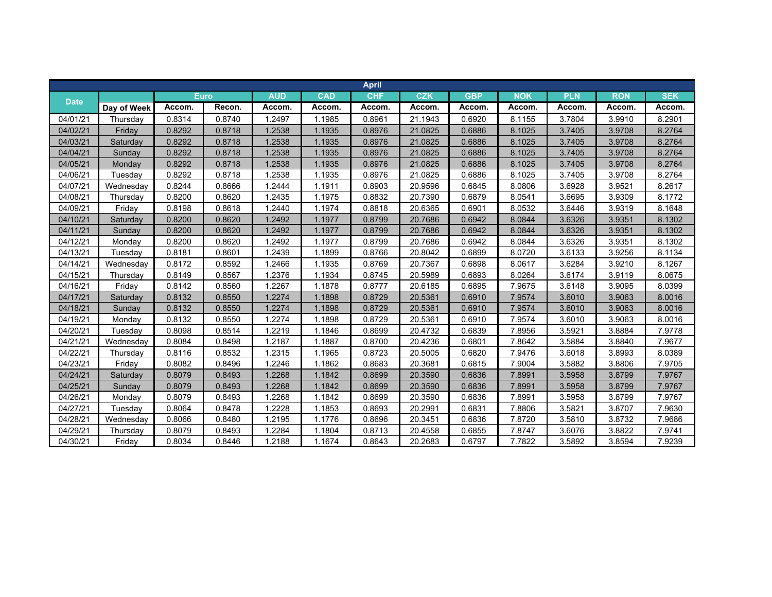| April | | | | | | | | | | | | |
|---|---|---|---|---|---|---|---|---|---|---|---|---|
| Date | | Euro | | AUD | CAD | CHF | CZK | GBP | NOK | PLN | RON | SEK |
| | Day of Week | Accom. | Recon. | Accom. | Accom. | Accom. | Accom. | Accom. | Accom. | Accom. | Accom. | Accom. |
| 04/01/21 | Thursday | 0.8314 | 0.8740 | 1.2497 | 1.1985 | 0.8961 | 21.1943 | 0.6920 | 8.1155 | 3.7804 | 3.9910 | 8.2901 |
| 04/02/21 | Friday | 0.8292 | 0.8718 | 1.2538 | 1.1935 | 0.8976 | 21.0825 | 0.6886 | 8.1025 | 3.7405 | 3.9708 | 8.2764 |
| 04/03/21 | Saturday | 0.8292 | 0.8718 | 1.2538 | 1.1935 | 0.8976 | 21.0825 | 0.6886 | 8.1025 | 3.7405 | 3.9708 | 8.2764 |
| 04/04/21 | Sunday | 0.8292 | 0.8718 | 1.2538 | 1.1935 | 0.8976 | 21.0825 | 0.6886 | 8.1025 | 3.7405 | 3.9708 | 8.2764 |
| 04/05/21 | Monday | 0.8292 | 0.8718 | 1.2538 | 1.1935 | 0.8976 | 21.0825 | 0.6886 | 8.1025 | 3.7405 | 3.9708 | 8.2764 |
| 04/06/21 | Tuesday | 0.8292 | 0.8718 | 1.2538 | 1.1935 | 0.8976 | 21.0825 | 0.6886 | 8.1025 | 3.7405 | 3.9708 | 8.2764 |
| 04/07/21 | Wednesday | 0.8244 | 0.8666 | 1.2444 | 1.1911 | 0.8903 | 20.9596 | 0.6845 | 8.0806 | 3.6928 | 3.9521 | 8.2617 |
| 04/08/21 | Thursday | 0.8200 | 0.8620 | 1.2435 | 1.1975 | 0.8832 | 20.7390 | 0.6879 | 8.0541 | 3.6695 | 3.9309 | 8.1772 |
| 04/09/21 | Friday | 0.8198 | 0.8618 | 1.2440 | 1.1974 | 0.8818 | 20.6365 | 0.6901 | 8.0532 | 3.6446 | 3.9319 | 8.1648 |
| 04/10/21 | Saturday | 0.8200 | 0.8620 | 1.2492 | 1.1977 | 0.8799 | 20.7686 | 0.6942 | 8.0844 | 3.6326 | 3.9351 | 8.1302 |
| 04/11/21 | Sunday | 0.8200 | 0.8620 | 1.2492 | 1.1977 | 0.8799 | 20.7686 | 0.6942 | 8.0844 | 3.6326 | 3.9351 | 8.1302 |
| 04/12/21 | Monday | 0.8200 | 0.8620 | 1.2492 | 1.1977 | 0.8799 | 20.7686 | 0.6942 | 8.0844 | 3.6326 | 3.9351 | 8.1302 |
| 04/13/21 | Tuesday | 0.8181 | 0.8601 | 1.2439 | 1.1899 | 0.8766 | 20.8042 | 0.6899 | 8.0720 | 3.6133 | 3.9256 | 8.1134 |
| 04/14/21 | Wednesday | 0.8172 | 0.8592 | 1.2466 | 1.1935 | 0.8769 | 20.7367 | 0.6898 | 8.0617 | 3.6284 | 3.9210 | 8.1267 |
| 04/15/21 | Thursday | 0.8149 | 0.8567 | 1.2376 | 1.1934 | 0.8745 | 20.5989 | 0.6893 | 8.0264 | 3.6174 | 3.9119 | 8.0675 |
| 04/16/21 | Friday | 0.8142 | 0.8560 | 1.2267 | 1.1878 | 0.8777 | 20.6185 | 0.6895 | 7.9675 | 3.6148 | 3.9095 | 8.0399 |
| 04/17/21 | Saturday | 0.8132 | 0.8550 | 1.2274 | 1.1898 | 0.8729 | 20.5361 | 0.6910 | 7.9574 | 3.6010 | 3.9063 | 8.0016 |
| 04/18/21 | Sunday | 0.8132 | 0.8550 | 1.2274 | 1.1898 | 0.8729 | 20.5361 | 0.6910 | 7.9574 | 3.6010 | 3.9063 | 8.0016 |
| 04/19/21 | Monday | 0.8132 | 0.8550 | 1.2274 | 1.1898 | 0.8729 | 20.5361 | 0.6910 | 7.9574 | 3.6010 | 3.9063 | 8.0016 |
| 04/20/21 | Tuesday | 0.8098 | 0.8514 | 1.2219 | 1.1846 | 0.8699 | 20.4732 | 0.6839 | 7.8956 | 3.5921 | 3.8884 | 7.9778 |
| 04/21/21 | Wednesday | 0.8084 | 0.8498 | 1.2187 | 1.1887 | 0.8700 | 20.4236 | 0.6801 | 7.8642 | 3.5884 | 3.8840 | 7.9677 |
| 04/22/21 | Thursday | 0.8116 | 0.8532 | 1.2315 | 1.1965 | 0.8723 | 20.5005 | 0.6820 | 7.9476 | 3.6018 | 3.8993 | 8.0389 |
| 04/23/21 | Friday | 0.8082 | 0.8496 | 1.2246 | 1.1862 | 0.8683 | 20.3681 | 0.6815 | 7.9004 | 3.5882 | 3.8806 | 7.9705 |
| 04/24/21 | Saturday | 0.8079 | 0.8493 | 1.2268 | 1.1842 | 0.8699 | 20.3590 | 0.6836 | 7.8991 | 3.5958 | 3.8799 | 7.9767 |
| 04/25/21 | Sunday | 0.8079 | 0.8493 | 1.2268 | 1.1842 | 0.8699 | 20.3590 | 0.6836 | 7.8991 | 3.5958 | 3.8799 | 7.9767 |
| 04/26/21 | Monday | 0.8079 | 0.8493 | 1.2268 | 1.1842 | 0.8699 | 20.3590 | 0.6836 | 7.8991 | 3.5958 | 3.8799 | 7.9767 |
| 04/27/21 | Tuesday | 0.8064 | 0.8478 | 1.2228 | 1.1853 | 0.8693 | 20.2991 | 0.6831 | 7.8806 | 3.5821 | 3.8707 | 7.9630 |
| 04/28/21 | Wednesday | 0.8066 | 0.8480 | 1.2195 | 1.1776 | 0.8696 | 20.3451 | 0.6836 | 7.8720 | 3.5810 | 3.8732 | 7.9686 |
| 04/29/21 | Thursday | 0.8079 | 0.8493 | 1.2284 | 1.1804 | 0.8713 | 20.4558 | 0.6855 | 7.8747 | 3.6076 | 3.8822 | 7.9741 |
| 04/30/21 | Friday | 0.8034 | 0.8446 | 1.2188 | 1.1674 | 0.8643 | 20.2683 | 0.6797 | 7.7822 | 3.5892 | 3.8594 | 7.9239 |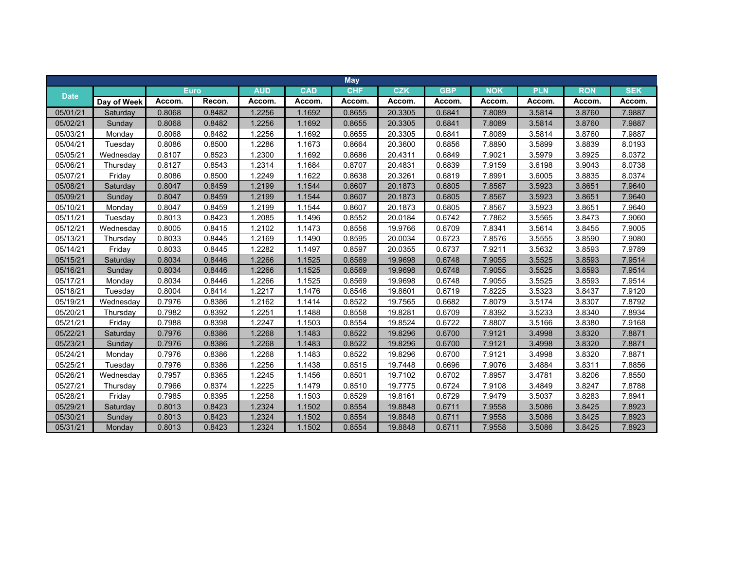| May | | | | | | | | | | | | |
|---|---|---|---|---|---|---|---|---|---|---|---|---|
| Date | | Euro | | AUD | CAD | CHF | CZK | GBP | NOK | PLN | RON | SEK |
| | Day of Week | Accom. | Recon. | Accom. | Accom. | Accom. | Accom. | Accom. | Accom. | Accom. | Accom. | Accom. |
| 05/01/21 | Saturday | 0.8068 | 0.8482 | 1.2256 | 1.1692 | 0.8655 | 20.3305 | 0.6841 | 7.8089 | 3.5814 | 3.8760 | 7.9887 |
| 05/02/21 | Sunday | 0.8068 | 0.8482 | 1.2256 | 1.1692 | 0.8655 | 20.3305 | 0.6841 | 7.8089 | 3.5814 | 3.8760 | 7.9887 |
| 05/03/21 | Monday | 0.8068 | 0.8482 | 1.2256 | 1.1692 | 0.8655 | 20.3305 | 0.6841 | 7.8089 | 3.5814 | 3.8760 | 7.9887 |
| 05/04/21 | Tuesday | 0.8086 | 0.8500 | 1.2286 | 1.1673 | 0.8664 | 20.3600 | 0.6856 | 7.8890 | 3.5899 | 3.8839 | 8.0193 |
| 05/05/21 | Wednesday | 0.8107 | 0.8523 | 1.2300 | 1.1692 | 0.8686 | 20.4311 | 0.6849 | 7.9021 | 3.5979 | 3.8925 | 8.0372 |
| 05/06/21 | Thursday | 0.8127 | 0.8543 | 1.2314 | 1.1684 | 0.8707 | 20.4831 | 0.6839 | 7.9159 | 3.6198 | 3.9043 | 8.0738 |
| 05/07/21 | Friday | 0.8086 | 0.8500 | 1.2249 | 1.1622 | 0.8638 | 20.3261 | 0.6819 | 7.8991 | 3.6005 | 3.8835 | 8.0374 |
| 05/08/21 | Saturday | 0.8047 | 0.8459 | 1.2199 | 1.1544 | 0.8607 | 20.1873 | 0.6805 | 7.8567 | 3.5923 | 3.8651 | 7.9640 |
| 05/09/21 | Sunday | 0.8047 | 0.8459 | 1.2199 | 1.1544 | 0.8607 | 20.1873 | 0.6805 | 7.8567 | 3.5923 | 3.8651 | 7.9640 |
| 05/10/21 | Monday | 0.8047 | 0.8459 | 1.2199 | 1.1544 | 0.8607 | 20.1873 | 0.6805 | 7.8567 | 3.5923 | 3.8651 | 7.9640 |
| 05/11/21 | Tuesday | 0.8013 | 0.8423 | 1.2085 | 1.1496 | 0.8552 | 20.0184 | 0.6742 | 7.7862 | 3.5565 | 3.8473 | 7.9060 |
| 05/12/21 | Wednesday | 0.8005 | 0.8415 | 1.2102 | 1.1473 | 0.8556 | 19.9766 | 0.6709 | 7.8341 | 3.5614 | 3.8455 | 7.9005 |
| 05/13/21 | Thursday | 0.8033 | 0.8445 | 1.2169 | 1.1490 | 0.8595 | 20.0034 | 0.6723 | 7.8576 | 3.5555 | 3.8590 | 7.9080 |
| 05/14/21 | Friday | 0.8033 | 0.8445 | 1.2282 | 1.1497 | 0.8597 | 20.0355 | 0.6737 | 7.9211 | 3.5632 | 3.8593 | 7.9789 |
| 05/15/21 | Saturday | 0.8034 | 0.8446 | 1.2266 | 1.1525 | 0.8569 | 19.9698 | 0.6748 | 7.9055 | 3.5525 | 3.8593 | 7.9514 |
| 05/16/21 | Sunday | 0.8034 | 0.8446 | 1.2266 | 1.1525 | 0.8569 | 19.9698 | 0.6748 | 7.9055 | 3.5525 | 3.8593 | 7.9514 |
| 05/17/21 | Monday | 0.8034 | 0.8446 | 1.2266 | 1.1525 | 0.8569 | 19.9698 | 0.6748 | 7.9055 | 3.5525 | 3.8593 | 7.9514 |
| 05/18/21 | Tuesday | 0.8004 | 0.8414 | 1.2217 | 1.1476 | 0.8546 | 19.8601 | 0.6719 | 7.8225 | 3.5323 | 3.8437 | 7.9120 |
| 05/19/21 | Wednesday | 0.7976 | 0.8386 | 1.2162 | 1.1414 | 0.8522 | 19.7565 | 0.6682 | 7.8079 | 3.5174 | 3.8307 | 7.8792 |
| 05/20/21 | Thursday | 0.7982 | 0.8392 | 1.2251 | 1.1488 | 0.8558 | 19.8281 | 0.6709 | 7.8392 | 3.5233 | 3.8340 | 7.8934 |
| 05/21/21 | Friday | 0.7988 | 0.8398 | 1.2247 | 1.1503 | 0.8554 | 19.8524 | 0.6722 | 7.8807 | 3.5166 | 3.8380 | 7.9168 |
| 05/22/21 | Saturday | 0.7976 | 0.8386 | 1.2268 | 1.1483 | 0.8522 | 19.8296 | 0.6700 | 7.9121 | 3.4998 | 3.8320 | 7.8871 |
| 05/23/21 | Sunday | 0.7976 | 0.8386 | 1.2268 | 1.1483 | 0.8522 | 19.8296 | 0.6700 | 7.9121 | 3.4998 | 3.8320 | 7.8871 |
| 05/24/21 | Monday | 0.7976 | 0.8386 | 1.2268 | 1.1483 | 0.8522 | 19.8296 | 0.6700 | 7.9121 | 3.4998 | 3.8320 | 7.8871 |
| 05/25/21 | Tuesday | 0.7976 | 0.8386 | 1.2256 | 1.1438 | 0.8515 | 19.7448 | 0.6696 | 7.9076 | 3.4884 | 3.8311 | 7.8856 |
| 05/26/21 | Wednesday | 0.7957 | 0.8365 | 1.2245 | 1.1456 | 0.8501 | 19.7102 | 0.6702 | 7.8957 | 3.4781 | 3.8206 | 7.8550 |
| 05/27/21 | Thursday | 0.7966 | 0.8374 | 1.2225 | 1.1479 | 0.8510 | 19.7775 | 0.6724 | 7.9108 | 3.4849 | 3.8247 | 7.8788 |
| 05/28/21 | Friday | 0.7985 | 0.8395 | 1.2258 | 1.1503 | 0.8529 | 19.8161 | 0.6729 | 7.9479 | 3.5037 | 3.8283 | 7.8941 |
| 05/29/21 | Saturday | 0.8013 | 0.8423 | 1.2324 | 1.1502 | 0.8554 | 19.8848 | 0.6711 | 7.9558 | 3.5086 | 3.8425 | 7.8923 |
| 05/30/21 | Sunday | 0.8013 | 0.8423 | 1.2324 | 1.1502 | 0.8554 | 19.8848 | 0.6711 | 7.9558 | 3.5086 | 3.8425 | 7.8923 |
| 05/31/21 | Monday | 0.8013 | 0.8423 | 1.2324 | 1.1502 | 0.8554 | 19.8848 | 0.6711 | 7.9558 | 3.5086 | 3.8425 | 7.8923 |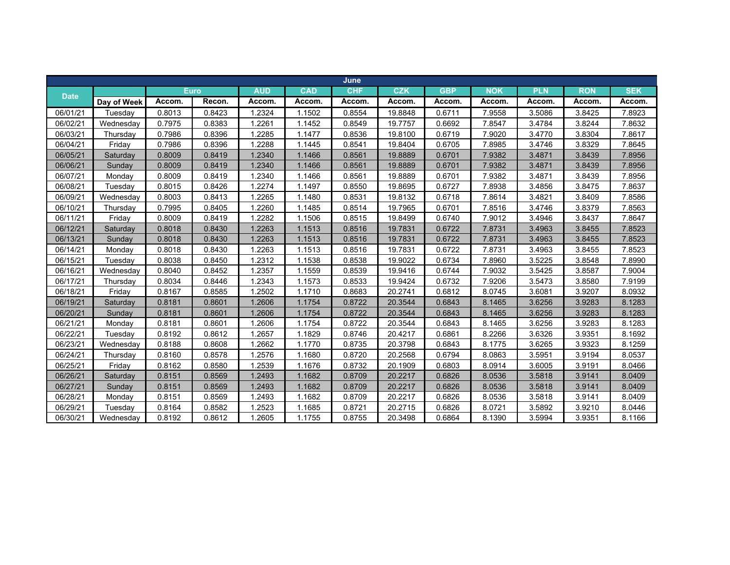| June | | | | | | | | | | | | | |
|---|---|---|---|---|---|---|---|---|---|---|---|---|---|
| Date | | Euro | | AUD | CAD | CHF | CZK | GBP | NOK | PLN | RON | SEK |
| | Day of Week | Accom. | Recon. | Accom. | Accom. | Accom. | Accom. | Accom. | Accom. | Accom. | Accom. | Accom. |
| 06/01/21 | Tuesday | 0.8013 | 0.8423 | 1.2324 | 1.1502 | 0.8554 | 19.8848 | 0.6711 | 7.9558 | 3.5086 | 3.8425 | 7.8923 |
| 06/02/21 | Wednesday | 0.7975 | 0.8383 | 1.2261 | 1.1452 | 0.8549 | 19.7757 | 0.6692 | 7.8547 | 3.4784 | 3.8244 | 7.8632 |
| 06/03/21 | Thursday | 0.7986 | 0.8396 | 1.2285 | 1.1477 | 0.8536 | 19.8100 | 0.6719 | 7.9020 | 3.4770 | 3.8304 | 7.8617 |
| 06/04/21 | Friday | 0.7986 | 0.8396 | 1.2288 | 1.1445 | 0.8541 | 19.8404 | 0.6705 | 7.8985 | 3.4746 | 3.8329 | 7.8645 |
| 06/05/21 | Saturday | 0.8009 | 0.8419 | 1.2340 | 1.1466 | 0.8561 | 19.8889 | 0.6701 | 7.9382 | 3.4871 | 3.8439 | 7.8956 |
| 06/06/21 | Sunday | 0.8009 | 0.8419 | 1.2340 | 1.1466 | 0.8561 | 19.8889 | 0.6701 | 7.9382 | 3.4871 | 3.8439 | 7.8956 |
| 06/07/21 | Monday | 0.8009 | 0.8419 | 1.2340 | 1.1466 | 0.8561 | 19.8889 | 0.6701 | 7.9382 | 3.4871 | 3.8439 | 7.8956 |
| 06/08/21 | Tuesday | 0.8015 | 0.8426 | 1.2274 | 1.1497 | 0.8550 | 19.8695 | 0.6727 | 7.8938 | 3.4856 | 3.8475 | 7.8637 |
| 06/09/21 | Wednesday | 0.8003 | 0.8413 | 1.2265 | 1.1480 | 0.8531 | 19.8132 | 0.6718 | 7.8614 | 3.4821 | 3.8409 | 7.8586 |
| 06/10/21 | Thursday | 0.7995 | 0.8405 | 1.2260 | 1.1485 | 0.8514 | 19.7965 | 0.6701 | 7.8516 | 3.4746 | 3.8379 | 7.8563 |
| 06/11/21 | Friday | 0.8009 | 0.8419 | 1.2282 | 1.1506 | 0.8515 | 19.8499 | 0.6740 | 7.9012 | 3.4946 | 3.8437 | 7.8647 |
| 06/12/21 | Saturday | 0.8018 | 0.8430 | 1.2263 | 1.1513 | 0.8516 | 19.7831 | 0.6722 | 7.8731 | 3.4963 | 3.8455 | 7.8523 |
| 06/13/21 | Sunday | 0.8018 | 0.8430 | 1.2263 | 1.1513 | 0.8516 | 19.7831 | 0.6722 | 7.8731 | 3.4963 | 3.8455 | 7.8523 |
| 06/14/21 | Monday | 0.8018 | 0.8430 | 1.2263 | 1.1513 | 0.8516 | 19.7831 | 0.6722 | 7.8731 | 3.4963 | 3.8455 | 7.8523 |
| 06/15/21 | Tuesday | 0.8038 | 0.8450 | 1.2312 | 1.1538 | 0.8538 | 19.9022 | 0.6734 | 7.8960 | 3.5225 | 3.8548 | 7.8990 |
| 06/16/21 | Wednesday | 0.8040 | 0.8452 | 1.2357 | 1.1559 | 0.8539 | 19.9416 | 0.6744 | 7.9032 | 3.5425 | 3.8587 | 7.9004 |
| 06/17/21 | Thursday | 0.8034 | 0.8446 | 1.2343 | 1.1573 | 0.8533 | 19.9424 | 0.6732 | 7.9206 | 3.5473 | 3.8580 | 7.9199 |
| 06/18/21 | Friday | 0.8167 | 0.8585 | 1.2502 | 1.1710 | 0.8683 | 20.2741 | 0.6812 | 8.0745 | 3.6081 | 3.9207 | 8.0932 |
| 06/19/21 | Saturday | 0.8181 | 0.8601 | 1.2606 | 1.1754 | 0.8722 | 20.3544 | 0.6843 | 8.1465 | 3.6256 | 3.9283 | 8.1283 |
| 06/20/21 | Sunday | 0.8181 | 0.8601 | 1.2606 | 1.1754 | 0.8722 | 20.3544 | 0.6843 | 8.1465 | 3.6256 | 3.9283 | 8.1283 |
| 06/21/21 | Monday | 0.8181 | 0.8601 | 1.2606 | 1.1754 | 0.8722 | 20.3544 | 0.6843 | 8.1465 | 3.6256 | 3.9283 | 8.1283 |
| 06/22/21 | Tuesday | 0.8192 | 0.8612 | 1.2657 | 1.1829 | 0.8746 | 20.4217 | 0.6861 | 8.2266 | 3.6326 | 3.9351 | 8.1692 |
| 06/23/21 | Wednesday | 0.8188 | 0.8608 | 1.2662 | 1.1770 | 0.8735 | 20.3798 | 0.6843 | 8.1775 | 3.6265 | 3.9323 | 8.1259 |
| 06/24/21 | Thursday | 0.8160 | 0.8578 | 1.2576 | 1.1680 | 0.8720 | 20.2568 | 0.6794 | 8.0863 | 3.5951 | 3.9194 | 8.0537 |
| 06/25/21 | Friday | 0.8162 | 0.8580 | 1.2539 | 1.1676 | 0.8732 | 20.1909 | 0.6803 | 8.0914 | 3.6005 | 3.9191 | 8.0466 |
| 06/26/21 | Saturday | 0.8151 | 0.8569 | 1.2493 | 1.1682 | 0.8709 | 20.2217 | 0.6826 | 8.0536 | 3.5818 | 3.9141 | 8.0409 |
| 06/27/21 | Sunday | 0.8151 | 0.8569 | 1.2493 | 1.1682 | 0.8709 | 20.2217 | 0.6826 | 8.0536 | 3.5818 | 3.9141 | 8.0409 |
| 06/28/21 | Monday | 0.8151 | 0.8569 | 1.2493 | 1.1682 | 0.8709 | 20.2217 | 0.6826 | 8.0536 | 3.5818 | 3.9141 | 8.0409 |
| 06/29/21 | Tuesday | 0.8164 | 0.8582 | 1.2523 | 1.1685 | 0.8721 | 20.2715 | 0.6826 | 8.0721 | 3.5892 | 3.9210 | 8.0446 |
| 06/30/21 | Wednesday | 0.8192 | 0.8612 | 1.2605 | 1.1755 | 0.8755 | 20.3498 | 0.6864 | 8.1390 | 3.5994 | 3.9351 | 8.1166 |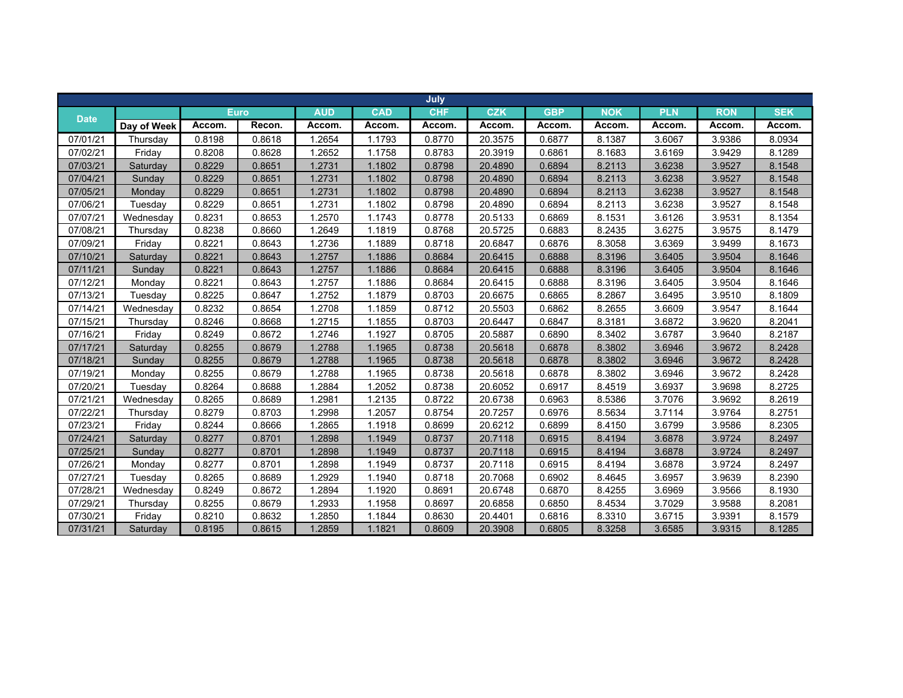| Date | Day of Week | Euro Accom. | Euro Recon. | AUD Accom. | CAD Accom. | CHF Accom. | CZK Accom. | GBP Accom. | NOK Accom. | PLN Accom. | RON Accom. | SEK Accom. |
|---|---|---|---|---|---|---|---|---|---|---|---|---|
| 07/01/21 | Thursday | 0.8198 | 0.8618 | 1.2654 | 1.1793 | 0.8770 | 20.3575 | 0.6877 | 8.1387 | 3.6067 | 3.9386 | 8.0934 |
| 07/02/21 | Friday | 0.8208 | 0.8628 | 1.2652 | 1.1758 | 0.8783 | 20.3919 | 0.6861 | 8.1683 | 3.6169 | 3.9429 | 8.1289 |
| 07/03/21 | Saturday | 0.8229 | 0.8651 | 1.2731 | 1.1802 | 0.8798 | 20.4890 | 0.6894 | 8.2113 | 3.6238 | 3.9527 | 8.1548 |
| 07/04/21 | Sunday | 0.8229 | 0.8651 | 1.2731 | 1.1802 | 0.8798 | 20.4890 | 0.6894 | 8.2113 | 3.6238 | 3.9527 | 8.1548 |
| 07/05/21 | Monday | 0.8229 | 0.8651 | 1.2731 | 1.1802 | 0.8798 | 20.4890 | 0.6894 | 8.2113 | 3.6238 | 3.9527 | 8.1548 |
| 07/06/21 | Tuesday | 0.8229 | 0.8651 | 1.2731 | 1.1802 | 0.8798 | 20.4890 | 0.6894 | 8.2113 | 3.6238 | 3.9527 | 8.1548 |
| 07/07/21 | Wednesday | 0.8231 | 0.8653 | 1.2570 | 1.1743 | 0.8778 | 20.5133 | 0.6869 | 8.1531 | 3.6126 | 3.9531 | 8.1354 |
| 07/08/21 | Thursday | 0.8238 | 0.8660 | 1.2649 | 1.1819 | 0.8768 | 20.5725 | 0.6883 | 8.2435 | 3.6275 | 3.9575 | 8.1479 |
| 07/09/21 | Friday | 0.8221 | 0.8643 | 1.2736 | 1.1889 | 0.8718 | 20.6847 | 0.6876 | 8.3058 | 3.6369 | 3.9499 | 8.1673 |
| 07/10/21 | Saturday | 0.8221 | 0.8643 | 1.2757 | 1.1886 | 0.8684 | 20.6415 | 0.6888 | 8.3196 | 3.6405 | 3.9504 | 8.1646 |
| 07/11/21 | Sunday | 0.8221 | 0.8643 | 1.2757 | 1.1886 | 0.8684 | 20.6415 | 0.6888 | 8.3196 | 3.6405 | 3.9504 | 8.1646 |
| 07/12/21 | Monday | 0.8221 | 0.8643 | 1.2757 | 1.1886 | 0.8684 | 20.6415 | 0.6888 | 8.3196 | 3.6405 | 3.9504 | 8.1646 |
| 07/13/21 | Tuesday | 0.8225 | 0.8647 | 1.2752 | 1.1879 | 0.8703 | 20.6675 | 0.6865 | 8.2867 | 3.6495 | 3.9510 | 8.1809 |
| 07/14/21 | Wednesday | 0.8232 | 0.8654 | 1.2708 | 1.1859 | 0.8712 | 20.5503 | 0.6862 | 8.2655 | 3.6609 | 3.9547 | 8.1644 |
| 07/15/21 | Thursday | 0.8246 | 0.8668 | 1.2715 | 1.1855 | 0.8703 | 20.6447 | 0.6847 | 8.3181 | 3.6872 | 3.9620 | 8.2041 |
| 07/16/21 | Friday | 0.8249 | 0.8672 | 1.2746 | 1.1927 | 0.8705 | 20.5887 | 0.6890 | 8.3402 | 3.6787 | 3.9640 | 8.2187 |
| 07/17/21 | Saturday | 0.8255 | 0.8679 | 1.2788 | 1.1965 | 0.8738 | 20.5618 | 0.6878 | 8.3802 | 3.6946 | 3.9672 | 8.2428 |
| 07/18/21 | Sunday | 0.8255 | 0.8679 | 1.2788 | 1.1965 | 0.8738 | 20.5618 | 0.6878 | 8.3802 | 3.6946 | 3.9672 | 8.2428 |
| 07/19/21 | Monday | 0.8255 | 0.8679 | 1.2788 | 1.1965 | 0.8738 | 20.5618 | 0.6878 | 8.3802 | 3.6946 | 3.9672 | 8.2428 |
| 07/20/21 | Tuesday | 0.8264 | 0.8688 | 1.2884 | 1.2052 | 0.8738 | 20.6052 | 0.6917 | 8.4519 | 3.6937 | 3.9698 | 8.2725 |
| 07/21/21 | Wednesday | 0.8265 | 0.8689 | 1.2981 | 1.2135 | 0.8722 | 20.6738 | 0.6963 | 8.5386 | 3.7076 | 3.9692 | 8.2619 |
| 07/22/21 | Thursday | 0.8279 | 0.8703 | 1.2998 | 1.2057 | 0.8754 | 20.7257 | 0.6976 | 8.5634 | 3.7114 | 3.9764 | 8.2751 |
| 07/23/21 | Friday | 0.8244 | 0.8666 | 1.2865 | 1.1918 | 0.8699 | 20.6212 | 0.6899 | 8.4150 | 3.6799 | 3.9586 | 8.2305 |
| 07/24/21 | Saturday | 0.8277 | 0.8701 | 1.2898 | 1.1949 | 0.8737 | 20.7118 | 0.6915 | 8.4194 | 3.6878 | 3.9724 | 8.2497 |
| 07/25/21 | Sunday | 0.8277 | 0.8701 | 1.2898 | 1.1949 | 0.8737 | 20.7118 | 0.6915 | 8.4194 | 3.6878 | 3.9724 | 8.2497 |
| 07/26/21 | Monday | 0.8277 | 0.8701 | 1.2898 | 1.1949 | 0.8737 | 20.7118 | 0.6915 | 8.4194 | 3.6878 | 3.9724 | 8.2497 |
| 07/27/21 | Tuesday | 0.8265 | 0.8689 | 1.2929 | 1.1940 | 0.8718 | 20.7068 | 0.6902 | 8.4645 | 3.6957 | 3.9639 | 8.2390 |
| 07/28/21 | Wednesday | 0.8249 | 0.8672 | 1.2894 | 1.1920 | 0.8691 | 20.6748 | 0.6870 | 8.4255 | 3.6969 | 3.9566 | 8.1930 |
| 07/29/21 | Thursday | 0.8255 | 0.8679 | 1.2933 | 1.1958 | 0.8697 | 20.6858 | 0.6850 | 8.4534 | 3.7029 | 3.9588 | 8.2081 |
| 07/30/21 | Friday | 0.8210 | 0.8632 | 1.2850 | 1.1844 | 0.8630 | 20.4401 | 0.6816 | 8.3310 | 3.6715 | 3.9391 | 8.1579 |
| 07/31/21 | Saturday | 0.8195 | 0.8615 | 1.2859 | 1.1821 | 0.8609 | 20.3908 | 0.6805 | 8.3258 | 3.6585 | 3.9315 | 8.1285 |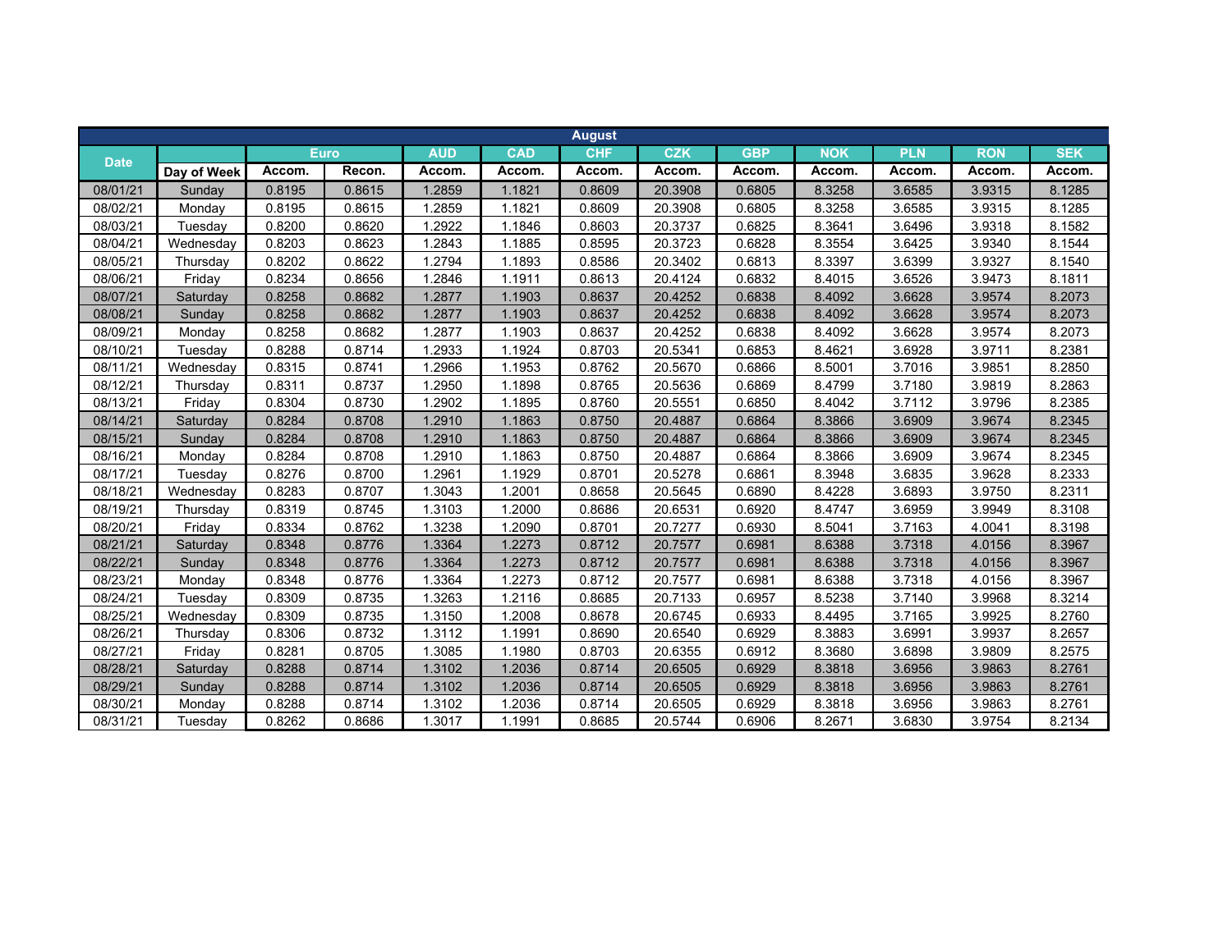| August | | | | | | | | | | | | |
|---|---|---|---|---|---|---|---|---|---|---|---|---|
| Date | | Euro | | AUD | CAD | CHF | CZK | GBP | NOK | PLN | RON | SEK |
| | Day of Week | Accom. | Recon. | Accom. | Accom. | Accom. | Accom. | Accom. | Accom. | Accom. | Accom. | Accom. |
| 08/01/21 | Sunday | 0.8195 | 0.8615 | 1.2859 | 1.1821 | 0.8609 | 20.3908 | 0.6805 | 8.3258 | 3.6585 | 3.9315 | 8.1285 |
| 08/02/21 | Monday | 0.8195 | 0.8615 | 1.2859 | 1.1821 | 0.8609 | 20.3908 | 0.6805 | 8.3258 | 3.6585 | 3.9315 | 8.1285 |
| 08/03/21 | Tuesday | 0.8200 | 0.8620 | 1.2922 | 1.1846 | 0.8603 | 20.3737 | 0.6825 | 8.3641 | 3.6496 | 3.9318 | 8.1582 |
| 08/04/21 | Wednesday | 0.8203 | 0.8623 | 1.2843 | 1.1885 | 0.8595 | 20.3723 | 0.6828 | 8.3554 | 3.6425 | 3.9340 | 8.1544 |
| 08/05/21 | Thursday | 0.8202 | 0.8622 | 1.2794 | 1.1893 | 0.8586 | 20.3402 | 0.6813 | 8.3397 | 3.6399 | 3.9327 | 8.1540 |
| 08/06/21 | Friday | 0.8234 | 0.8656 | 1.2846 | 1.1911 | 0.8613 | 20.4124 | 0.6832 | 8.4015 | 3.6526 | 3.9473 | 8.1811 |
| 08/07/21 | Saturday | 0.8258 | 0.8682 | 1.2877 | 1.1903 | 0.8637 | 20.4252 | 0.6838 | 8.4092 | 3.6628 | 3.9574 | 8.2073 |
| 08/08/21 | Sunday | 0.8258 | 0.8682 | 1.2877 | 1.1903 | 0.8637 | 20.4252 | 0.6838 | 8.4092 | 3.6628 | 3.9574 | 8.2073 |
| 08/09/21 | Monday | 0.8258 | 0.8682 | 1.2877 | 1.1903 | 0.8637 | 20.4252 | 0.6838 | 8.4092 | 3.6628 | 3.9574 | 8.2073 |
| 08/10/21 | Tuesday | 0.8288 | 0.8714 | 1.2933 | 1.1924 | 0.8703 | 20.5341 | 0.6853 | 8.4621 | 3.6928 | 3.9711 | 8.2381 |
| 08/11/21 | Wednesday | 0.8315 | 0.8741 | 1.2966 | 1.1953 | 0.8762 | 20.5670 | 0.6866 | 8.5001 | 3.7016 | 3.9851 | 8.2850 |
| 08/12/21 | Thursday | 0.8311 | 0.8737 | 1.2950 | 1.1898 | 0.8765 | 20.5636 | 0.6869 | 8.4799 | 3.7180 | 3.9819 | 8.2863 |
| 08/13/21 | Friday | 0.8304 | 0.8730 | 1.2902 | 1.1895 | 0.8760 | 20.5551 | 0.6850 | 8.4042 | 3.7112 | 3.9796 | 8.2385 |
| 08/14/21 | Saturday | 0.8284 | 0.8708 | 1.2910 | 1.1863 | 0.8750 | 20.4887 | 0.6864 | 8.3866 | 3.6909 | 3.9674 | 8.2345 |
| 08/15/21 | Sunday | 0.8284 | 0.8708 | 1.2910 | 1.1863 | 0.8750 | 20.4887 | 0.6864 | 8.3866 | 3.6909 | 3.9674 | 8.2345 |
| 08/16/21 | Monday | 0.8284 | 0.8708 | 1.2910 | 1.1863 | 0.8750 | 20.4887 | 0.6864 | 8.3866 | 3.6909 | 3.9674 | 8.2345 |
| 08/17/21 | Tuesday | 0.8276 | 0.8700 | 1.2961 | 1.1929 | 0.8701 | 20.5278 | 0.6861 | 8.3948 | 3.6835 | 3.9628 | 8.2333 |
| 08/18/21 | Wednesday | 0.8283 | 0.8707 | 1.3043 | 1.2001 | 0.8658 | 20.5645 | 0.6890 | 8.4228 | 3.6893 | 3.9750 | 8.2311 |
| 08/19/21 | Thursday | 0.8319 | 0.8745 | 1.3103 | 1.2000 | 0.8686 | 20.6531 | 0.6920 | 8.4747 | 3.6959 | 3.9949 | 8.3108 |
| 08/20/21 | Friday | 0.8334 | 0.8762 | 1.3238 | 1.2090 | 0.8701 | 20.7277 | 0.6930 | 8.5041 | 3.7163 | 4.0041 | 8.3198 |
| 08/21/21 | Saturday | 0.8348 | 0.8776 | 1.3364 | 1.2273 | 0.8712 | 20.7577 | 0.6981 | 8.6388 | 3.7318 | 4.0156 | 8.3967 |
| 08/22/21 | Sunday | 0.8348 | 0.8776 | 1.3364 | 1.2273 | 0.8712 | 20.7577 | 0.6981 | 8.6388 | 3.7318 | 4.0156 | 8.3967 |
| 08/23/21 | Monday | 0.8348 | 0.8776 | 1.3364 | 1.2273 | 0.8712 | 20.7577 | 0.6981 | 8.6388 | 3.7318 | 4.0156 | 8.3967 |
| 08/24/21 | Tuesday | 0.8309 | 0.8735 | 1.3263 | 1.2116 | 0.8685 | 20.7133 | 0.6957 | 8.5238 | 3.7140 | 3.9968 | 8.3214 |
| 08/25/21 | Wednesday | 0.8309 | 0.8735 | 1.3150 | 1.2008 | 0.8678 | 20.6745 | 0.6933 | 8.4495 | 3.7165 | 3.9925 | 8.2760 |
| 08/26/21 | Thursday | 0.8306 | 0.8732 | 1.3112 | 1.1991 | 0.8690 | 20.6540 | 0.6929 | 8.3883 | 3.6991 | 3.9937 | 8.2657 |
| 08/27/21 | Friday | 0.8281 | 0.8705 | 1.3085 | 1.1980 | 0.8703 | 20.6355 | 0.6912 | 8.3680 | 3.6898 | 3.9809 | 8.2575 |
| 08/28/21 | Saturday | 0.8288 | 0.8714 | 1.3102 | 1.2036 | 0.8714 | 20.6505 | 0.6929 | 8.3818 | 3.6956 | 3.9863 | 8.2761 |
| 08/29/21 | Sunday | 0.8288 | 0.8714 | 1.3102 | 1.2036 | 0.8714 | 20.6505 | 0.6929 | 8.3818 | 3.6956 | 3.9863 | 8.2761 |
| 08/30/21 | Monday | 0.8288 | 0.8714 | 1.3102 | 1.2036 | 0.8714 | 20.6505 | 0.6929 | 8.3818 | 3.6956 | 3.9863 | 8.2761 |
| 08/31/21 | Tuesday | 0.8262 | 0.8686 | 1.3017 | 1.1991 | 0.8685 | 20.5744 | 0.6906 | 8.2671 | 3.6830 | 3.9754 | 8.2134 |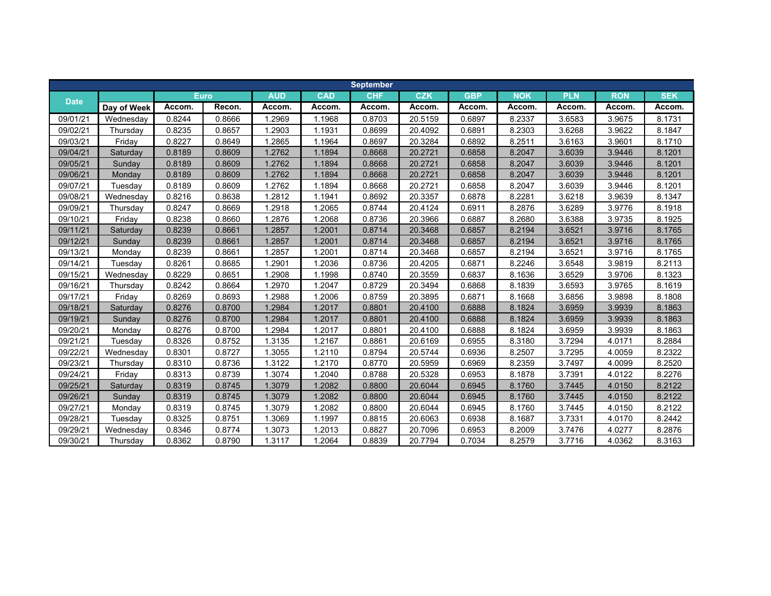| September | | | | | | | | | | | | |
|---|---|---|---|---|---|---|---|---|---|---|---|---|
| Date | | Euro | | AUD | CAD | CHF | CZK | GBP | NOK | PLN | RON | SEK |
| | Day of Week | Accom. | Recon. | Accom. | Accom. | Accom. | Accom. | Accom. | Accom. | Accom. | Accom. | Accom. |
| 09/01/21 | Wednesday | 0.8244 | 0.8666 | 1.2969 | 1.1968 | 0.8703 | 20.5159 | 0.6897 | 8.2337 | 3.6583 | 3.9675 | 8.1731 |
| 09/02/21 | Thursday | 0.8235 | 0.8657 | 1.2903 | 1.1931 | 0.8699 | 20.4092 | 0.6891 | 8.2303 | 3.6268 | 3.9622 | 8.1847 |
| 09/03/21 | Friday | 0.8227 | 0.8649 | 1.2865 | 1.1964 | 0.8697 | 20.3284 | 0.6892 | 8.2511 | 3.6163 | 3.9601 | 8.1710 |
| 09/04/21 | Saturday | 0.8189 | 0.8609 | 1.2762 | 1.1894 | 0.8668 | 20.2721 | 0.6858 | 8.2047 | 3.6039 | 3.9446 | 8.1201 |
| 09/05/21 | Sunday | 0.8189 | 0.8609 | 1.2762 | 1.1894 | 0.8668 | 20.2721 | 0.6858 | 8.2047 | 3.6039 | 3.9446 | 8.1201 |
| 09/06/21 | Monday | 0.8189 | 0.8609 | 1.2762 | 1.1894 | 0.8668 | 20.2721 | 0.6858 | 8.2047 | 3.6039 | 3.9446 | 8.1201 |
| 09/07/21 | Tuesday | 0.8189 | 0.8609 | 1.2762 | 1.1894 | 0.8668 | 20.2721 | 0.6858 | 8.2047 | 3.6039 | 3.9446 | 8.1201 |
| 09/08/21 | Wednesday | 0.8216 | 0.8638 | 1.2812 | 1.1941 | 0.8692 | 20.3357 | 0.6878 | 8.2281 | 3.6218 | 3.9639 | 8.1347 |
| 09/09/21 | Thursday | 0.8247 | 0.8669 | 1.2918 | 1.2065 | 0.8744 | 20.4124 | 0.6911 | 8.2876 | 3.6289 | 3.9776 | 8.1918 |
| 09/10/21 | Friday | 0.8238 | 0.8660 | 1.2876 | 1.2068 | 0.8736 | 20.3966 | 0.6887 | 8.2680 | 3.6388 | 3.9735 | 8.1925 |
| 09/11/21 | Saturday | 0.8239 | 0.8661 | 1.2857 | 1.2001 | 0.8714 | 20.3468 | 0.6857 | 8.2194 | 3.6521 | 3.9716 | 8.1765 |
| 09/12/21 | Sunday | 0.8239 | 0.8661 | 1.2857 | 1.2001 | 0.8714 | 20.3468 | 0.6857 | 8.2194 | 3.6521 | 3.9716 | 8.1765 |
| 09/13/21 | Monday | 0.8239 | 0.8661 | 1.2857 | 1.2001 | 0.8714 | 20.3468 | 0.6857 | 8.2194 | 3.6521 | 3.9716 | 8.1765 |
| 09/14/21 | Tuesday | 0.8261 | 0.8685 | 1.2901 | 1.2036 | 0.8736 | 20.4205 | 0.6871 | 8.2246 | 3.6548 | 3.9819 | 8.2113 |
| 09/15/21 | Wednesday | 0.8229 | 0.8651 | 1.2908 | 1.1998 | 0.8740 | 20.3559 | 0.6837 | 8.1636 | 3.6529 | 3.9706 | 8.1323 |
| 09/16/21 | Thursday | 0.8242 | 0.8664 | 1.2970 | 1.2047 | 0.8729 | 20.3494 | 0.6868 | 8.1839 | 3.6593 | 3.9765 | 8.1619 |
| 09/17/21 | Friday | 0.8269 | 0.8693 | 1.2988 | 1.2006 | 0.8759 | 20.3895 | 0.6871 | 8.1668 | 3.6856 | 3.9898 | 8.1808 |
| 09/18/21 | Saturday | 0.8276 | 0.8700 | 1.2984 | 1.2017 | 0.8801 | 20.4100 | 0.6888 | 8.1824 | 3.6959 | 3.9939 | 8.1863 |
| 09/19/21 | Sunday | 0.8276 | 0.8700 | 1.2984 | 1.2017 | 0.8801 | 20.4100 | 0.6888 | 8.1824 | 3.6959 | 3.9939 | 8.1863 |
| 09/20/21 | Monday | 0.8276 | 0.8700 | 1.2984 | 1.2017 | 0.8801 | 20.4100 | 0.6888 | 8.1824 | 3.6959 | 3.9939 | 8.1863 |
| 09/21/21 | Tuesday | 0.8326 | 0.8752 | 1.3135 | 1.2167 | 0.8861 | 20.6169 | 0.6955 | 8.3180 | 3.7294 | 4.0171 | 8.2884 |
| 09/22/21 | Wednesday | 0.8301 | 0.8727 | 1.3055 | 1.2110 | 0.8794 | 20.5744 | 0.6936 | 8.2507 | 3.7295 | 4.0059 | 8.2322 |
| 09/23/21 | Thursday | 0.8310 | 0.8736 | 1.3122 | 1.2170 | 0.8770 | 20.5959 | 0.6969 | 8.2359 | 3.7497 | 4.0099 | 8.2520 |
| 09/24/21 | Friday | 0.8313 | 0.8739 | 1.3074 | 1.2040 | 0.8788 | 20.5328 | 0.6953 | 8.1878 | 3.7391 | 4.0122 | 8.2276 |
| 09/25/21 | Saturday | 0.8319 | 0.8745 | 1.3079 | 1.2082 | 0.8800 | 20.6044 | 0.6945 | 8.1760 | 3.7445 | 4.0150 | 8.2122 |
| 09/26/21 | Sunday | 0.8319 | 0.8745 | 1.3079 | 1.2082 | 0.8800 | 20.6044 | 0.6945 | 8.1760 | 3.7445 | 4.0150 | 8.2122 |
| 09/27/21 | Monday | 0.8319 | 0.8745 | 1.3079 | 1.2082 | 0.8800 | 20.6044 | 0.6945 | 8.1760 | 3.7445 | 4.0150 | 8.2122 |
| 09/28/21 | Tuesday | 0.8325 | 0.8751 | 1.3069 | 1.1997 | 0.8815 | 20.6063 | 0.6938 | 8.1687 | 3.7331 | 4.0170 | 8.2442 |
| 09/29/21 | Wednesday | 0.8346 | 0.8774 | 1.3073 | 1.2013 | 0.8827 | 20.7096 | 0.6953 | 8.2009 | 3.7476 | 4.0277 | 8.2876 |
| 09/30/21 | Thursday | 0.8362 | 0.8790 | 1.3117 | 1.2064 | 0.8839 | 20.7794 | 0.7034 | 8.2579 | 3.7716 | 4.0362 | 8.3163 |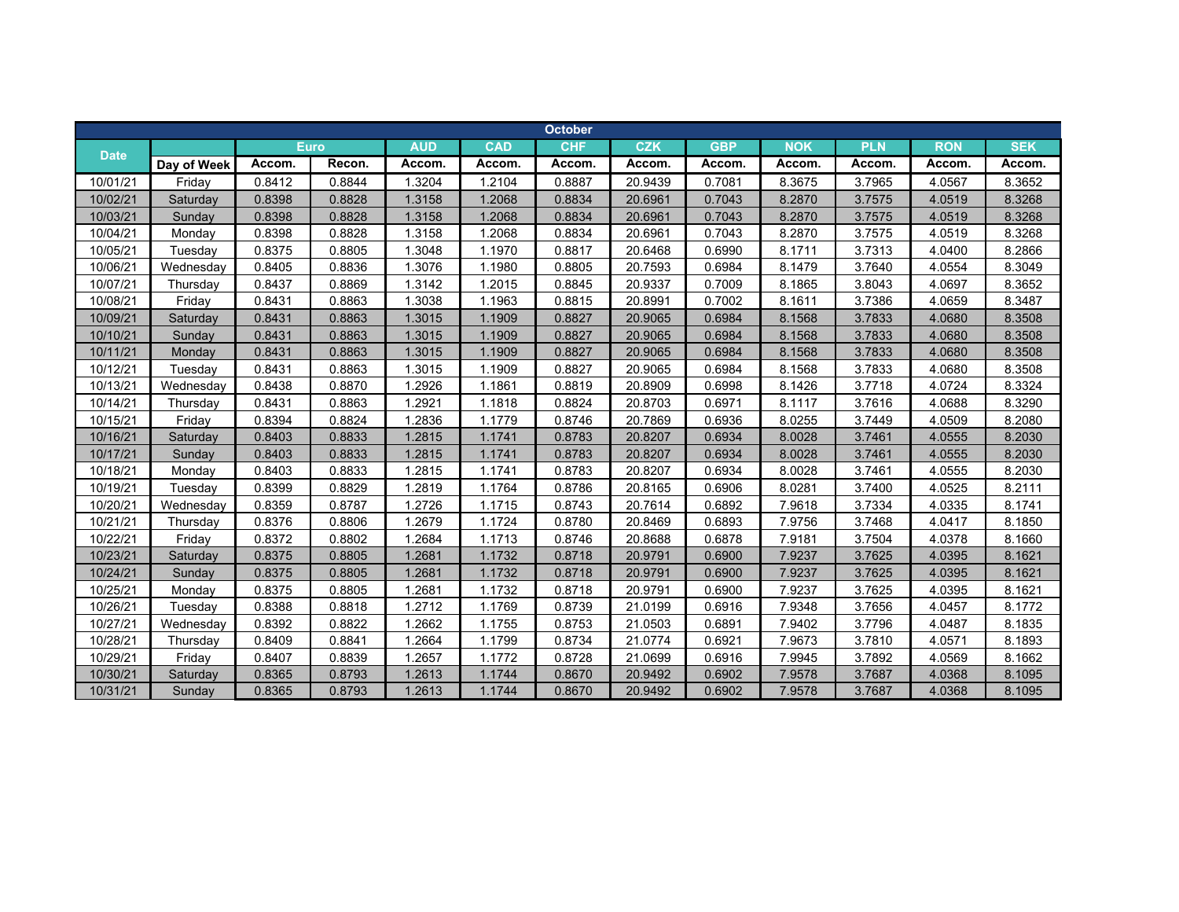| October | | | | | | | | | | | | |
|---|---|---|---|---|---|---|---|---|---|---|---|---|
| Date | | Euro | | AUD | CAD | CHF | CZK | GBP | NOK | PLN | RON | SEK |
| | Day of Week | Accom. | Recon. | Accom. | Accom. | Accom. | Accom. | Accom. | Accom. | Accom. | Accom. | Accom. |
| 10/01/21 | Friday | 0.8412 | 0.8844 | 1.3204 | 1.2104 | 0.8887 | 20.9439 | 0.7081 | 8.3675 | 3.7965 | 4.0567 | 8.3652 |
| 10/02/21 | Saturday | 0.8398 | 0.8828 | 1.3158 | 1.2068 | 0.8834 | 20.6961 | 0.7043 | 8.2870 | 3.7575 | 4.0519 | 8.3268 |
| 10/03/21 | Sunday | 0.8398 | 0.8828 | 1.3158 | 1.2068 | 0.8834 | 20.6961 | 0.7043 | 8.2870 | 3.7575 | 4.0519 | 8.3268 |
| 10/04/21 | Monday | 0.8398 | 0.8828 | 1.3158 | 1.2068 | 0.8834 | 20.6961 | 0.7043 | 8.2870 | 3.7575 | 4.0519 | 8.3268 |
| 10/05/21 | Tuesday | 0.8375 | 0.8805 | 1.3048 | 1.1970 | 0.8817 | 20.6468 | 0.6990 | 8.1711 | 3.7313 | 4.0400 | 8.2866 |
| 10/06/21 | Wednesday | 0.8405 | 0.8836 | 1.3076 | 1.1980 | 0.8805 | 20.7593 | 0.6984 | 8.1479 | 3.7640 | 4.0554 | 8.3049 |
| 10/07/21 | Thursday | 0.8437 | 0.8869 | 1.3142 | 1.2015 | 0.8845 | 20.9337 | 0.7009 | 8.1865 | 3.8043 | 4.0697 | 8.3652 |
| 10/08/21 | Friday | 0.8431 | 0.8863 | 1.3038 | 1.1963 | 0.8815 | 20.8991 | 0.7002 | 8.1611 | 3.7386 | 4.0659 | 8.3487 |
| 10/09/21 | Saturday | 0.8431 | 0.8863 | 1.3015 | 1.1909 | 0.8827 | 20.9065 | 0.6984 | 8.1568 | 3.7833 | 4.0680 | 8.3508 |
| 10/10/21 | Sunday | 0.8431 | 0.8863 | 1.3015 | 1.1909 | 0.8827 | 20.9065 | 0.6984 | 8.1568 | 3.7833 | 4.0680 | 8.3508 |
| 10/11/21 | Monday | 0.8431 | 0.8863 | 1.3015 | 1.1909 | 0.8827 | 20.9065 | 0.6984 | 8.1568 | 3.7833 | 4.0680 | 8.3508 |
| 10/12/21 | Tuesday | 0.8431 | 0.8863 | 1.3015 | 1.1909 | 0.8827 | 20.9065 | 0.6984 | 8.1568 | 3.7833 | 4.0680 | 8.3508 |
| 10/13/21 | Wednesday | 0.8438 | 0.8870 | 1.2926 | 1.1861 | 0.8819 | 20.8909 | 0.6998 | 8.1426 | 3.7718 | 4.0724 | 8.3324 |
| 10/14/21 | Thursday | 0.8431 | 0.8863 | 1.2921 | 1.1818 | 0.8824 | 20.8703 | 0.6971 | 8.1117 | 3.7616 | 4.0688 | 8.3290 |
| 10/15/21 | Friday | 0.8394 | 0.8824 | 1.2836 | 1.1779 | 0.8746 | 20.7869 | 0.6936 | 8.0255 | 3.7449 | 4.0509 | 8.2080 |
| 10/16/21 | Saturday | 0.8403 | 0.8833 | 1.2815 | 1.1741 | 0.8783 | 20.8207 | 0.6934 | 8.0028 | 3.7461 | 4.0555 | 8.2030 |
| 10/17/21 | Sunday | 0.8403 | 0.8833 | 1.2815 | 1.1741 | 0.8783 | 20.8207 | 0.6934 | 8.0028 | 3.7461 | 4.0555 | 8.2030 |
| 10/18/21 | Monday | 0.8403 | 0.8833 | 1.2815 | 1.1741 | 0.8783 | 20.8207 | 0.6934 | 8.0028 | 3.7461 | 4.0555 | 8.2030 |
| 10/19/21 | Tuesday | 0.8399 | 0.8829 | 1.2819 | 1.1764 | 0.8786 | 20.8165 | 0.6906 | 8.0281 | 3.7400 | 4.0525 | 8.2111 |
| 10/20/21 | Wednesday | 0.8359 | 0.8787 | 1.2726 | 1.1715 | 0.8743 | 20.7614 | 0.6892 | 7.9618 | 3.7334 | 4.0335 | 8.1741 |
| 10/21/21 | Thursday | 0.8376 | 0.8806 | 1.2679 | 1.1724 | 0.8780 | 20.8469 | 0.6893 | 7.9756 | 3.7468 | 4.0417 | 8.1850 |
| 10/22/21 | Friday | 0.8372 | 0.8802 | 1.2684 | 1.1713 | 0.8746 | 20.8688 | 0.6878 | 7.9181 | 3.7504 | 4.0378 | 8.1660 |
| 10/23/21 | Saturday | 0.8375 | 0.8805 | 1.2681 | 1.1732 | 0.8718 | 20.9791 | 0.6900 | 7.9237 | 3.7625 | 4.0395 | 8.1621 |
| 10/24/21 | Sunday | 0.8375 | 0.8805 | 1.2681 | 1.1732 | 0.8718 | 20.9791 | 0.6900 | 7.9237 | 3.7625 | 4.0395 | 8.1621 |
| 10/25/21 | Monday | 0.8375 | 0.8805 | 1.2681 | 1.1732 | 0.8718 | 20.9791 | 0.6900 | 7.9237 | 3.7625 | 4.0395 | 8.1621 |
| 10/26/21 | Tuesday | 0.8388 | 0.8818 | 1.2712 | 1.1769 | 0.8739 | 21.0199 | 0.6916 | 7.9348 | 3.7656 | 4.0457 | 8.1772 |
| 10/27/21 | Wednesday | 0.8392 | 0.8822 | 1.2662 | 1.1755 | 0.8753 | 21.0503 | 0.6891 | 7.9402 | 3.7796 | 4.0487 | 8.1835 |
| 10/28/21 | Thursday | 0.8409 | 0.8841 | 1.2664 | 1.1799 | 0.8734 | 21.0774 | 0.6921 | 7.9673 | 3.7810 | 4.0571 | 8.1893 |
| 10/29/21 | Friday | 0.8407 | 0.8839 | 1.2657 | 1.1772 | 0.8728 | 21.0699 | 0.6916 | 7.9945 | 3.7892 | 4.0569 | 8.1662 |
| 10/30/21 | Saturday | 0.8365 | 0.8793 | 1.2613 | 1.1744 | 0.8670 | 20.9492 | 0.6902 | 7.9578 | 3.7687 | 4.0368 | 8.1095 |
| 10/31/21 | Sunday | 0.8365 | 0.8793 | 1.2613 | 1.1744 | 0.8670 | 20.9492 | 0.6902 | 7.9578 | 3.7687 | 4.0368 | 8.1095 |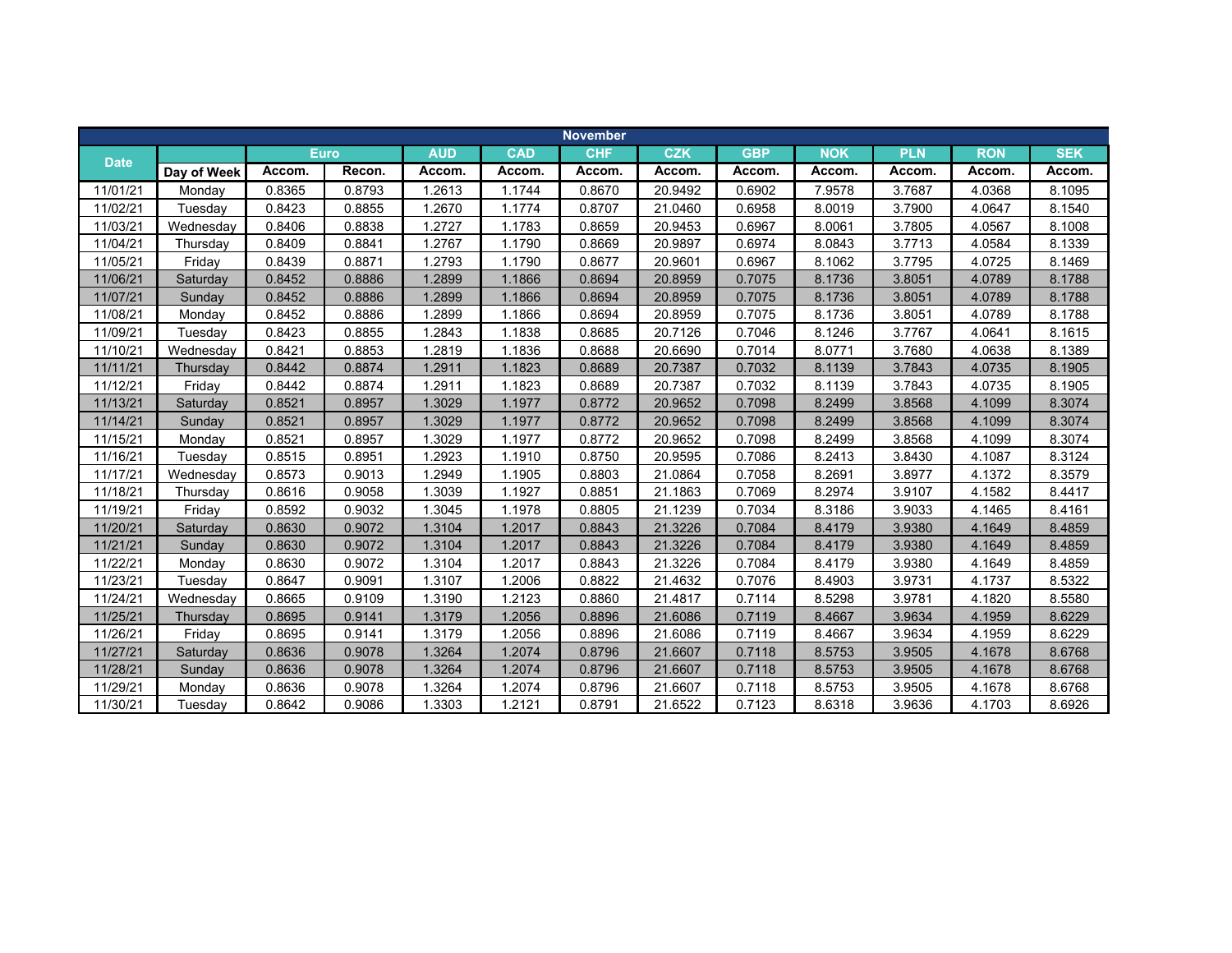| November | | | | | | | | | | | | | |
|---|---|---|---|---|---|---|---|---|---|---|---|---|---|
| Date | | Euro | | AUD | CAD | CHF | CZK | GBP | NOK | PLN | RON | SEK |
| | Day of Week | Accom. | Recon. | Accom. | Accom. | Accom. | Accom. | Accom. | Accom. | Accom. | Accom. | Accom. |
| 11/01/21 | Monday | 0.8365 | 0.8793 | 1.2613 | 1.1744 | 0.8670 | 20.9492 | 0.6902 | 7.9578 | 3.7687 | 4.0368 | 8.1095 |
| 11/02/21 | Tuesday | 0.8423 | 0.8855 | 1.2670 | 1.1774 | 0.8707 | 21.0460 | 0.6958 | 8.0019 | 3.7900 | 4.0647 | 8.1540 |
| 11/03/21 | Wednesday | 0.8406 | 0.8838 | 1.2727 | 1.1783 | 0.8659 | 20.9453 | 0.6967 | 8.0061 | 3.7805 | 4.0567 | 8.1008 |
| 11/04/21 | Thursday | 0.8409 | 0.8841 | 1.2767 | 1.1790 | 0.8669 | 20.9897 | 0.6974 | 8.0843 | 3.7713 | 4.0584 | 8.1339 |
| 11/05/21 | Friday | 0.8439 | 0.8871 | 1.2793 | 1.1790 | 0.8677 | 20.9601 | 0.6967 | 8.1062 | 3.7795 | 4.0725 | 8.1469 |
| 11/06/21 | Saturday | 0.8452 | 0.8886 | 1.2899 | 1.1866 | 0.8694 | 20.8959 | 0.7075 | 8.1736 | 3.8051 | 4.0789 | 8.1788 |
| 11/07/21 | Sunday | 0.8452 | 0.8886 | 1.2899 | 1.1866 | 0.8694 | 20.8959 | 0.7075 | 8.1736 | 3.8051 | 4.0789 | 8.1788 |
| 11/08/21 | Monday | 0.8452 | 0.8886 | 1.2899 | 1.1866 | 0.8694 | 20.8959 | 0.7075 | 8.1736 | 3.8051 | 4.0789 | 8.1788 |
| 11/09/21 | Tuesday | 0.8423 | 0.8855 | 1.2843 | 1.1838 | 0.8685 | 20.7126 | 0.7046 | 8.1246 | 3.7767 | 4.0641 | 8.1615 |
| 11/10/21 | Wednesday | 0.8421 | 0.8853 | 1.2819 | 1.1836 | 0.8688 | 20.6690 | 0.7014 | 8.0771 | 3.7680 | 4.0638 | 8.1389 |
| 11/11/21 | Thursday | 0.8442 | 0.8874 | 1.2911 | 1.1823 | 0.8689 | 20.7387 | 0.7032 | 8.1139 | 3.7843 | 4.0735 | 8.1905 |
| 11/12/21 | Friday | 0.8442 | 0.8874 | 1.2911 | 1.1823 | 0.8689 | 20.7387 | 0.7032 | 8.1139 | 3.7843 | 4.0735 | 8.1905 |
| 11/13/21 | Saturday | 0.8521 | 0.8957 | 1.3029 | 1.1977 | 0.8772 | 20.9652 | 0.7098 | 8.2499 | 3.8568 | 4.1099 | 8.3074 |
| 11/14/21 | Sunday | 0.8521 | 0.8957 | 1.3029 | 1.1977 | 0.8772 | 20.9652 | 0.7098 | 8.2499 | 3.8568 | 4.1099 | 8.3074 |
| 11/15/21 | Monday | 0.8521 | 0.8957 | 1.3029 | 1.1977 | 0.8772 | 20.9652 | 0.7098 | 8.2499 | 3.8568 | 4.1099 | 8.3074 |
| 11/16/21 | Tuesday | 0.8515 | 0.8951 | 1.2923 | 1.1910 | 0.8750 | 20.9595 | 0.7086 | 8.2413 | 3.8430 | 4.1087 | 8.3124 |
| 11/17/21 | Wednesday | 0.8573 | 0.9013 | 1.2949 | 1.1905 | 0.8803 | 21.0864 | 0.7058 | 8.2691 | 3.8977 | 4.1372 | 8.3579 |
| 11/18/21 | Thursday | 0.8616 | 0.9058 | 1.3039 | 1.1927 | 0.8851 | 21.1863 | 0.7069 | 8.2974 | 3.9107 | 4.1582 | 8.4417 |
| 11/19/21 | Friday | 0.8592 | 0.9032 | 1.3045 | 1.1978 | 0.8805 | 21.1239 | 0.7034 | 8.3186 | 3.9033 | 4.1465 | 8.4161 |
| 11/20/21 | Saturday | 0.8630 | 0.9072 | 1.3104 | 1.2017 | 0.8843 | 21.3226 | 0.7084 | 8.4179 | 3.9380 | 4.1649 | 8.4859 |
| 11/21/21 | Sunday | 0.8630 | 0.9072 | 1.3104 | 1.2017 | 0.8843 | 21.3226 | 0.7084 | 8.4179 | 3.9380 | 4.1649 | 8.4859 |
| 11/22/21 | Monday | 0.8630 | 0.9072 | 1.3104 | 1.2017 | 0.8843 | 21.3226 | 0.7084 | 8.4179 | 3.9380 | 4.1649 | 8.4859 |
| 11/23/21 | Tuesday | 0.8647 | 0.9091 | 1.3107 | 1.2006 | 0.8822 | 21.4632 | 0.7076 | 8.4903 | 3.9731 | 4.1737 | 8.5322 |
| 11/24/21 | Wednesday | 0.8665 | 0.9109 | 1.3190 | 1.2123 | 0.8860 | 21.4817 | 0.7114 | 8.5298 | 3.9781 | 4.1820 | 8.5580 |
| 11/25/21 | Thursday | 0.8695 | 0.9141 | 1.3179 | 1.2056 | 0.8896 | 21.6086 | 0.7119 | 8.4667 | 3.9634 | 4.1959 | 8.6229 |
| 11/26/21 | Friday | 0.8695 | 0.9141 | 1.3179 | 1.2056 | 0.8896 | 21.6086 | 0.7119 | 8.4667 | 3.9634 | 4.1959 | 8.6229 |
| 11/27/21 | Saturday | 0.8636 | 0.9078 | 1.3264 | 1.2074 | 0.8796 | 21.6607 | 0.7118 | 8.5753 | 3.9505 | 4.1678 | 8.6768 |
| 11/28/21 | Sunday | 0.8636 | 0.9078 | 1.3264 | 1.2074 | 0.8796 | 21.6607 | 0.7118 | 8.5753 | 3.9505 | 4.1678 | 8.6768 |
| 11/29/21 | Monday | 0.8636 | 0.9078 | 1.3264 | 1.2074 | 0.8796 | 21.6607 | 0.7118 | 8.5753 | 3.9505 | 4.1678 | 8.6768 |
| 11/30/21 | Tuesday | 0.8642 | 0.9086 | 1.3303 | 1.2121 | 0.8791 | 21.6522 | 0.7123 | 8.6318 | 3.9636 | 4.1703 | 8.6926 |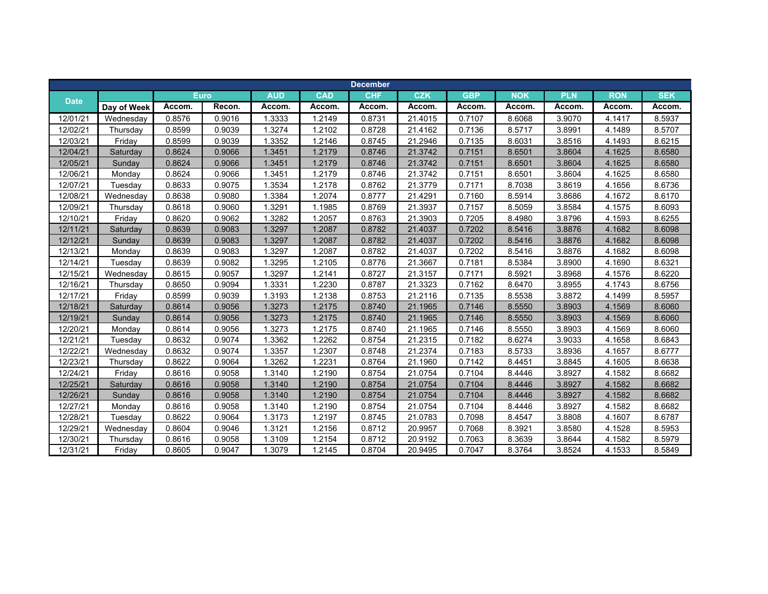| December | | | | | | | | | | | | |
|---|---|---|---|---|---|---|---|---|---|---|---|---|
| Date | | Euro | | AUD | CAD | CHF | CZK | GBP | NOK | PLN | RON | SEK |
| | Day of Week | Accom. | Recon. | Accom. | Accom. | Accom. | Accom. | Accom. | Accom. | Accom. | Accom. | Accom. |
| 12/01/21 | Wednesday | 0.8576 | 0.9016 | 1.3333 | 1.2149 | 0.8731 | 21.4015 | 0.7107 | 8.6068 | 3.9070 | 4.1417 | 8.5937 |
| 12/02/21 | Thursday | 0.8599 | 0.9039 | 1.3274 | 1.2102 | 0.8728 | 21.4162 | 0.7136 | 8.5717 | 3.8991 | 4.1489 | 8.5707 |
| 12/03/21 | Friday | 0.8599 | 0.9039 | 1.3352 | 1.2146 | 0.8745 | 21.2946 | 0.7135 | 8.6031 | 3.8516 | 4.1493 | 8.6215 |
| 12/04/21 | Saturday | 0.8624 | 0.9066 | 1.3451 | 1.2179 | 0.8746 | 21.3742 | 0.7151 | 8.6501 | 3.8604 | 4.1625 | 8.6580 |
| 12/05/21 | Sunday | 0.8624 | 0.9066 | 1.3451 | 1.2179 | 0.8746 | 21.3742 | 0.7151 | 8.6501 | 3.8604 | 4.1625 | 8.6580 |
| 12/06/21 | Monday | 0.8624 | 0.9066 | 1.3451 | 1.2179 | 0.8746 | 21.3742 | 0.7151 | 8.6501 | 3.8604 | 4.1625 | 8.6580 |
| 12/07/21 | Tuesday | 0.8633 | 0.9075 | 1.3534 | 1.2178 | 0.8762 | 21.3779 | 0.7171 | 8.7038 | 3.8619 | 4.1656 | 8.6736 |
| 12/08/21 | Wednesday | 0.8638 | 0.9080 | 1.3384 | 1.2074 | 0.8777 | 21.4291 | 0.7160 | 8.5914 | 3.8686 | 4.1672 | 8.6170 |
| 12/09/21 | Thursday | 0.8618 | 0.9060 | 1.3291 | 1.1985 | 0.8769 | 21.3937 | 0.7157 | 8.5059 | 3.8584 | 4.1575 | 8.6093 |
| 12/10/21 | Friday | 0.8620 | 0.9062 | 1.3282 | 1.2057 | 0.8763 | 21.3903 | 0.7205 | 8.4980 | 3.8796 | 4.1593 | 8.6255 |
| 12/11/21 | Saturday | 0.8639 | 0.9083 | 1.3297 | 1.2087 | 0.8782 | 21.4037 | 0.7202 | 8.5416 | 3.8876 | 4.1682 | 8.6098 |
| 12/12/21 | Sunday | 0.8639 | 0.9083 | 1.3297 | 1.2087 | 0.8782 | 21.4037 | 0.7202 | 8.5416 | 3.8876 | 4.1682 | 8.6098 |
| 12/13/21 | Monday | 0.8639 | 0.9083 | 1.3297 | 1.2087 | 0.8782 | 21.4037 | 0.7202 | 8.5416 | 3.8876 | 4.1682 | 8.6098 |
| 12/14/21 | Tuesday | 0.8639 | 0.9082 | 1.3295 | 1.2105 | 0.8776 | 21.3667 | 0.7181 | 8.5384 | 3.8900 | 4.1690 | 8.6321 |
| 12/15/21 | Wednesday | 0.8615 | 0.9057 | 1.3297 | 1.2141 | 0.8727 | 21.3157 | 0.7171 | 8.5921 | 3.8968 | 4.1576 | 8.6220 |
| 12/16/21 | Thursday | 0.8650 | 0.9094 | 1.3331 | 1.2230 | 0.8787 | 21.3323 | 0.7162 | 8.6470 | 3.8955 | 4.1743 | 8.6756 |
| 12/17/21 | Friday | 0.8599 | 0.9039 | 1.3193 | 1.2138 | 0.8753 | 21.2116 | 0.7135 | 8.5538 | 3.8872 | 4.1499 | 8.5957 |
| 12/18/21 | Saturday | 0.8614 | 0.9056 | 1.3273 | 1.2175 | 0.8740 | 21.1965 | 0.7146 | 8.5550 | 3.8903 | 4.1569 | 8.6060 |
| 12/19/21 | Sunday | 0.8614 | 0.9056 | 1.3273 | 1.2175 | 0.8740 | 21.1965 | 0.7146 | 8.5550 | 3.8903 | 4.1569 | 8.6060 |
| 12/20/21 | Monday | 0.8614 | 0.9056 | 1.3273 | 1.2175 | 0.8740 | 21.1965 | 0.7146 | 8.5550 | 3.8903 | 4.1569 | 8.6060 |
| 12/21/21 | Tuesday | 0.8632 | 0.9074 | 1.3362 | 1.2262 | 0.8754 | 21.2315 | 0.7182 | 8.6274 | 3.9033 | 4.1658 | 8.6843 |
| 12/22/21 | Wednesday | 0.8632 | 0.9074 | 1.3357 | 1.2307 | 0.8748 | 21.2374 | 0.7183 | 8.5733 | 3.8936 | 4.1657 | 8.6777 |
| 12/23/21 | Thursday | 0.8622 | 0.9064 | 1.3262 | 1.2231 | 0.8764 | 21.1960 | 0.7142 | 8.4451 | 3.8845 | 4.1605 | 8.6638 |
| 12/24/21 | Friday | 0.8616 | 0.9058 | 1.3140 | 1.2190 | 0.8754 | 21.0754 | 0.7104 | 8.4446 | 3.8927 | 4.1582 | 8.6682 |
| 12/25/21 | Saturday | 0.8616 | 0.9058 | 1.3140 | 1.2190 | 0.8754 | 21.0754 | 0.7104 | 8.4446 | 3.8927 | 4.1582 | 8.6682 |
| 12/26/21 | Sunday | 0.8616 | 0.9058 | 1.3140 | 1.2190 | 0.8754 | 21.0754 | 0.7104 | 8.4446 | 3.8927 | 4.1582 | 8.6682 |
| 12/27/21 | Monday | 0.8616 | 0.9058 | 1.3140 | 1.2190 | 0.8754 | 21.0754 | 0.7104 | 8.4446 | 3.8927 | 4.1582 | 8.6682 |
| 12/28/21 | Tuesday | 0.8622 | 0.9064 | 1.3173 | 1.2197 | 0.8745 | 21.0783 | 0.7098 | 8.4547 | 3.8808 | 4.1607 | 8.6787 |
| 12/29/21 | Wednesday | 0.8604 | 0.9046 | 1.3121 | 1.2156 | 0.8712 | 20.9957 | 0.7068 | 8.3921 | 3.8580 | 4.1528 | 8.5953 |
| 12/30/21 | Thursday | 0.8616 | 0.9058 | 1.3109 | 1.2154 | 0.8712 | 20.9192 | 0.7063 | 8.3639 | 3.8644 | 4.1582 | 8.5979 |
| 12/31/21 | Friday | 0.8605 | 0.9047 | 1.3079 | 1.2145 | 0.8704 | 20.9495 | 0.7047 | 8.3764 | 3.8524 | 4.1533 | 8.5849 |